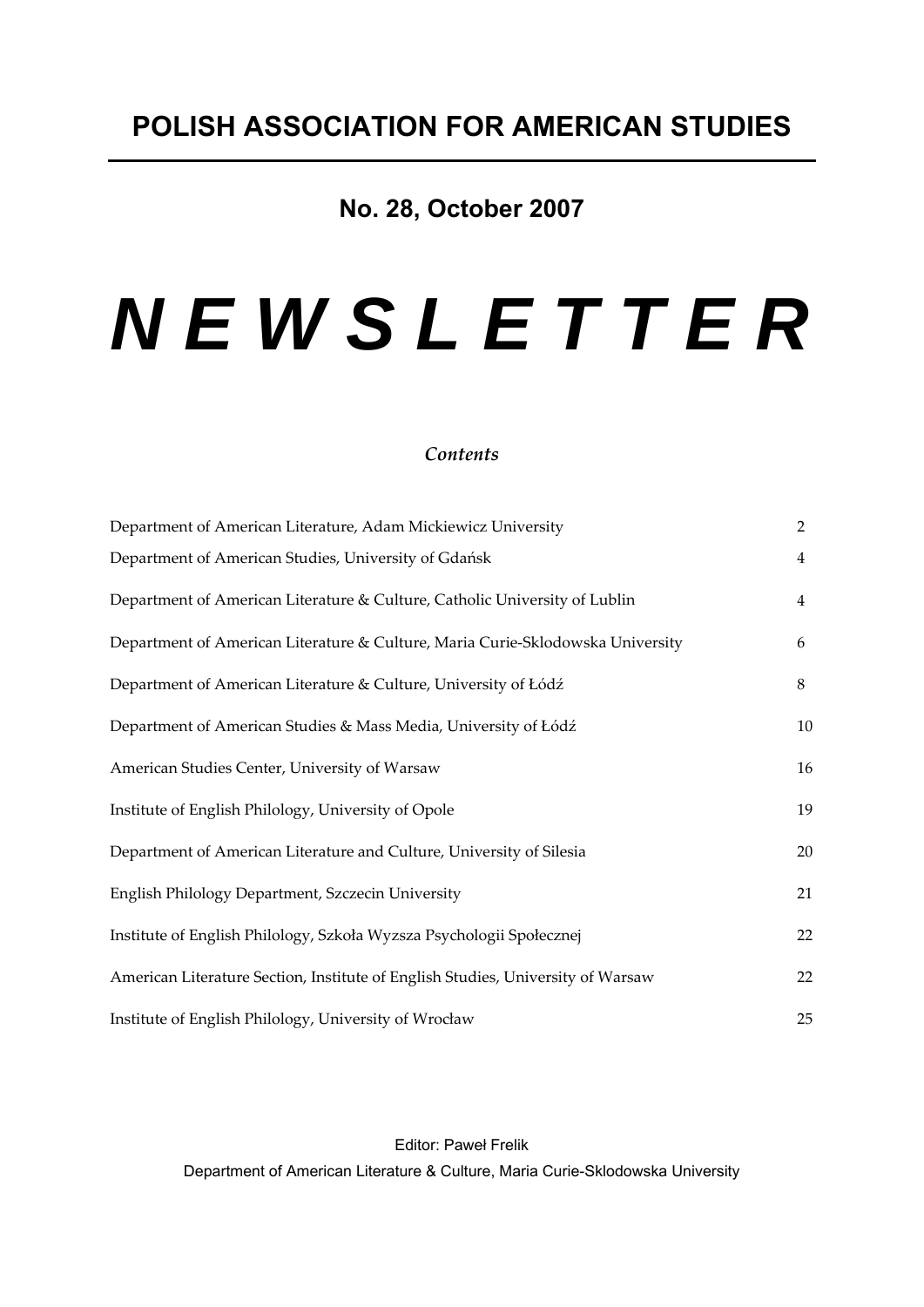# POLISH ASSOCIATION FOR AMERICAN STUDIES

## No. 28, October 2007

# *N E W S L E T T E R*

*Contents*

| | |
|---|---|
| Department of American Literature, Adam Mickiewicz University | 2 |
| Department of American Studies, University of Gdańsk | 4 |
| Department of American Literature & Culture, Catholic University of Lublin | 4 |
| Department of American Literature & Culture, Maria Curie-Sklodowska University | 6 |
| Department of American Literature & Culture, University of Łódź | 8 |
| Department of American Studies & Mass Media, University of Łódź | 10 |
| American Studies Center, University of Warsaw | 16 |
| Institute of English Philology, University of Opole | 19 |
| Department of American Literature and Culture, University of Silesia | 20 |
| English Philology Department, Szczecin University | 21 |
| Institute of English Philology, Szkoła Wyzsza Psychologii Społecznej | 22 |
| American Literature Section, Institute of English Studies, University of Warsaw | 22 |
| Institute of English Philology, University of Wrocław | 25 |

Editor: Paweł Frelik

Department of American Literature & Culture, Maria Curie-Sklodowska University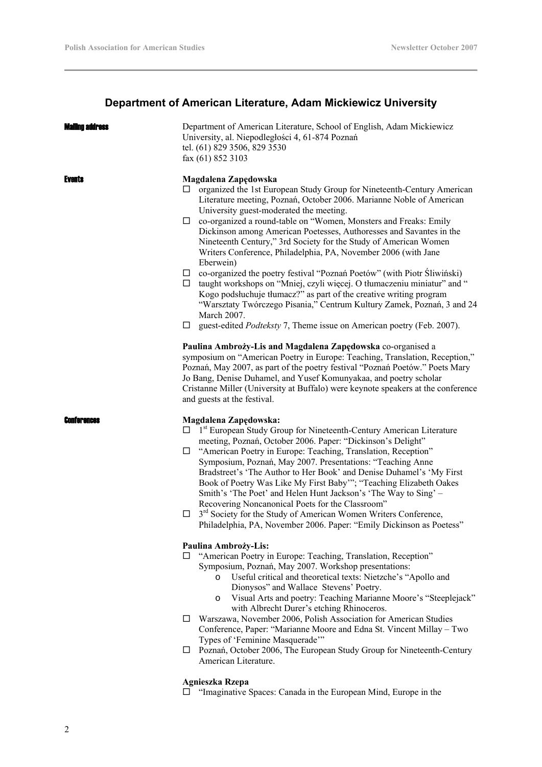## Department of American Literature, Adam Mickiewicz University

**Mailing address**

Department of American Literature, School of English, Adam Mickiewicz University, al. Niepodległości 4, 61-874 Poznań
tel. (61) 829 3506, 829 3530
fax (61) 852 3103

**Events**

**Magdalena Zapędowska**

- organized the 1st European Study Group for Nineteenth-Century American Literature meeting, Poznań, October 2006. Marianne Noble of American University guest-moderated the meeting.
- co-organized a round-table on "Women, Monsters and Freaks: Emily Dickinson among American Poetesses, Authoresses and Savantes in the Nineteenth Century," 3rd Society for the Study of American Women Writers Conference, Philadelphia, PA, November 2006 (with Jane Eberwein)
- co-organized the poetry festival "Poznań Poetów" (with Piotr Śliwiński)
- taught workshops on "Mniej, czyli więcej. O tłumaczeniu miniatur" and " Kogo podsłuchuje tłumacz?" as part of the creative writing program "Warsztaty Twórczego Pisania," Centrum Kultury Zamek, Poznań, 3 and 24 March 2007.
- guest-edited *Podteksty* 7, Theme issue on American poetry (Feb. 2007).

**Paulina Ambroży-Lis and Magdalena Zapędowska** co-organised a symposium on "American Poetry in Europe: Teaching, Translation, Reception," Poznań, May 2007, as part of the poetry festival "Poznań Poetów." Poets Mary Jo Bang, Denise Duhamel, and Yusef Komunyakaa, and poetry scholar Cristanne Miller (University at Buffalo) were keynote speakers at the conference and guests at the festival.

**Conferences**

**Magdalena Zapędowska:**

- 1st European Study Group for Nineteenth-Century American Literature meeting, Poznań, October 2006. Paper: "Dickinson's Delight"
- "American Poetry in Europe: Teaching, Translation, Reception" Symposium, Poznań, May 2007. Presentations: "Teaching Anne Bradstreet's 'The Author to Her Book' and Denise Duhamel's 'My First Book of Poetry Was Like My First Baby'"; "Teaching Elizabeth Oakes Smith's 'The Poet' and Helen Hunt Jackson's 'The Way to Sing' – Recovering Noncanonical Poets for the Classroom"
- 3rd Society for the Study of American Women Writers Conference, Philadelphia, PA, November 2006. Paper: "Emily Dickinson as Poetess"

**Paulina Ambroży-Lis:**

- "American Poetry in Europe: Teaching, Translation, Reception" Symposium, Poznań, May 2007. Workshop presentations:
  - Useful critical and theoretical texts: Nietzche's "Apollo and Dionysos" and Wallace Stevens' Poetry.
  - Visual Arts and poetry: Teaching Marianne Moore's "Steeplejack" with Albrecht Durer's etching Rhinoceros.
- Warszawa, November 2006, Polish Association for American Studies Conference, Paper: "Marianne Moore and Edna St. Vincent Millay – Two Types of 'Feminine Masquerade'"
- Poznań, October 2006, The European Study Group for Nineteenth-Century American Literature.

**Agnieszka Rzepa**

- "Imaginative Spaces: Canada in the European Mind, Europe in the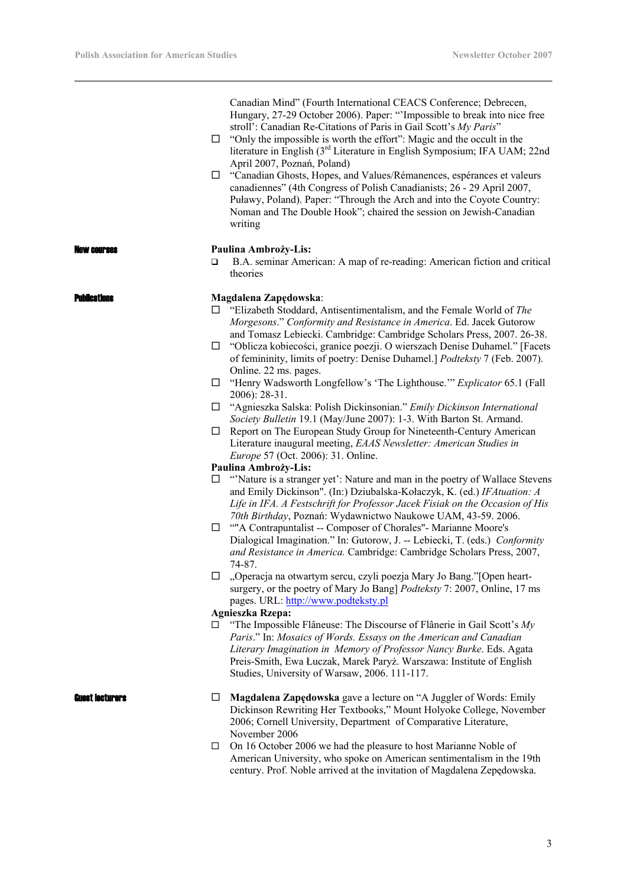- Canadian Mind" (Fourth International CEACS Conference; Debrecen, Hungary, 27-29 October 2006). Paper: "'Impossible to break into nice free stroll': Canadian Re-Citations of Paris in Gail Scott's *My Paris*"
- "Only the impossible is worth the effort": Magic and the occult in the literature in English (3rd Literature in English Symposium; IFA UAM; 22nd April 2007, Poznań, Poland)
- "Canadian Ghosts, Hopes, and Values/Rémanences, espérances et valeurs canadiennes" (4th Congress of Polish Canadianists; 26 - 29 April 2007, Puławy, Poland). Paper: "Through the Arch and into the Coyote Country: Noman and The Double Hook"; chaired the session on Jewish-Canadian writing

**New courses**

**Paulina Ambroży-Lis:**

- B.A. seminar American: A map of re-reading: American fiction and critical theories

**Publications**

**Magdalena Zapędowska**:

- "Elizabeth Stoddard, Antisentimentalism, and the Female World of *The Morgesons*." *Conformity and Resistance in America*. Ed. Jacek Gutorow and Tomasz Lebiecki. Cambridge: Cambridge Scholars Press, 2007. 26-38.
- "Oblicza kobiecości, granice poezji. O wierszach Denise Duhamel." [Facets of femininity, limits of poetry: Denise Duhamel.] *Podteksty* 7 (Feb. 2007). Online. 22 ms. pages.
- "Henry Wadsworth Longfellow's 'The Lighthouse.'" *Explicator* 65.1 (Fall 2006): 28-31.
- "Agnieszka Salska: Polish Dickinsonian." *Emily Dickinson International Society Bulletin* 19.1 (May/June 2007): 1-3. With Barton St. Armand.
- Report on The European Study Group for Nineteenth-Century American Literature inaugural meeting, *EAAS Newsletter: American Studies in Europe* 57 (Oct. 2006): 31. Online.

**Paulina Ambroży-Lis:**

- "'Nature is a stranger yet': Nature and man in the poetry of Wallace Stevens and Emily Dickinson". (In:) Dziubalska-Kołaczyk, K. (ed.) *IFAtuation: A Life in IFA. A Festschrift for Professor Jacek Fisiak on the Occasion of His 70th Birthday*, Poznań: Wydawnictwo Naukowe UAM, 43-59. 2006.
- ""A Contrapuntalist -- Composer of Chorales"- Marianne Moore's Dialogical Imagination." In: Gutorow, J. -- Lebiecki, T. (eds.) *Conformity and Resistance in America.* Cambridge: Cambridge Scholars Press, 2007, 74-87.
- „Operacja na otwartym sercu, czyli poezja Mary Jo Bang."[Open heart-surgery, or the poetry of Mary Jo Bang] *Podteksty* 7: 2007, Online, 17 ms pages. URL: http://www.podteksty.pl

**Agnieszka Rzepa:**

- "The Impossible Flâneuse: The Discourse of Flânerie in Gail Scott's *My Paris*." In: *Mosaics of Words. Essays on the American and Canadian Literary Imagination in Memory of Professor Nancy Burke*. Eds. Agata Preis-Smith, Ewa Łuczak, Marek Paryż. Warszawa: Institute of English Studies, University of Warsaw, 2006. 111-117.

**Guest lecturers**

- **Magdalena Zapędowska** gave a lecture on "A Juggler of Words: Emily Dickinson Rewriting Her Textbooks," Mount Holyoke College, November 2006; Cornell University, Department of Comparative Literature, November 2006
- On 16 October 2006 we had the pleasure to host Marianne Noble of American University, who spoke on American sentimentalism in the 19th century. Prof. Noble arrived at the invitation of Magdalena Zepędowska.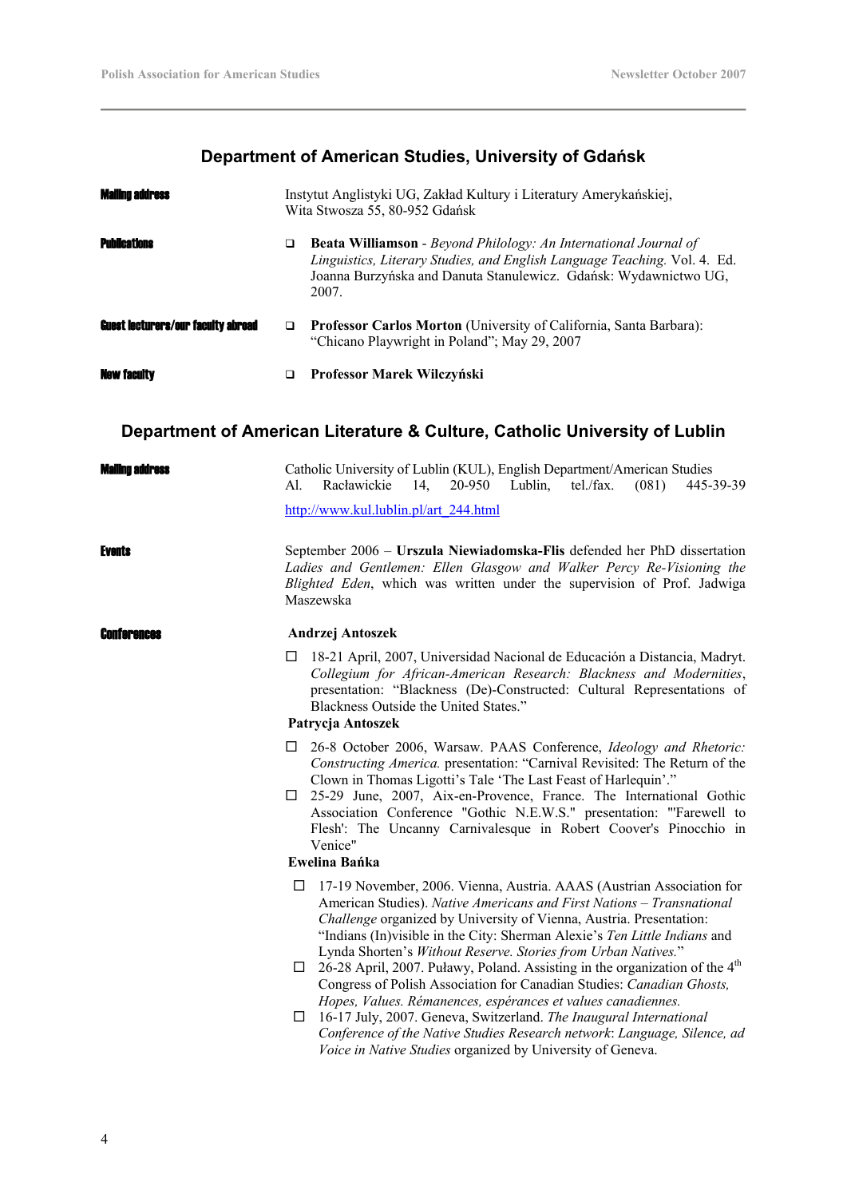## Department of American Studies, University of Gdańsk

**Mailing address**

Instytut Anglistyki UG, Zakład Kultury i Literatury Amerykańskiej,
Wita Stwosza 55, 80-952 Gdańsk

**Publications**

- **Beata Williamson** - *Beyond Philology: An International Journal of Linguistics, Literary Studies, and English Language Teaching.* Vol. 4. Ed. Joanna Burzyńska and Danuta Stanulewicz. Gdańsk: Wydawnictwo UG, 2007.

**Guest lecturers/our faculty abroad**

- **Professor Carlos Morton** (University of California, Santa Barbara): "Chicano Playwright in Poland"; May 29, 2007

**New faculty**

- **Professor Marek Wilczyński**

## Department of American Literature & Culture, Catholic University of Lublin

**Mailing address**

Catholic University of Lublin (KUL), English Department/American Studies
Al. Racławickie 14, 20-950 Lublin, tel./fax. (081) 445-39-39

http://www.kul.lublin.pl/art_244.html

**Events**

September 2006 – **Urszula Niewiadomska-Flis** defended her PhD dissertation *Ladies and Gentlemen: Ellen Glasgow and Walker Percy Re-Visioning the Blighted Eden*, which was written under the supervision of Prof. Jadwiga Maszewska

**Conferences**

**Andrzej Antoszek**

- 18-21 April, 2007, Universidad Nacional de Educación a Distancia, Madryt. *Collegium for African-American Research: Blackness and Modernities*, presentation: "Blackness (De)-Constructed: Cultural Representations of Blackness Outside the United States."

**Patrycja Antoszek**

- 26-8 October 2006, Warsaw. PAAS Conference, *Ideology and Rhetoric: Constructing America.* presentation: "Carnival Revisited: The Return of the Clown in Thomas Ligotti's Tale 'The Last Feast of Harlequin'."
- 25-29 June, 2007, Aix-en-Provence, France. The International Gothic Association Conference "Gothic N.E.W.S." presentation: "'Farewell to Flesh': The Uncanny Carnivalesque in Robert Coover's Pinocchio in Venice"

**Ewelina Bańka**

- 17-19 November, 2006. Vienna, Austria. AAAS (Austrian Association for American Studies). *Native Americans and First Nations – Transnational Challenge* organized by University of Vienna, Austria. Presentation: "Indians (In)visible in the City: Sherman Alexie's *Ten Little Indians* and Lynda Shorten's *Without Reserve. Stories from Urban Natives.*"
- 26-28 April, 2007. Puławy, Poland. Assisting in the organization of the 4th Congress of Polish Association for Canadian Studies: *Canadian Ghosts, Hopes, Values. Rémanences, espérances et values canadiennes.*
- 16-17 July, 2007. Geneva, Switzerland. *The Inaugural International Conference of the Native Studies Research network*: *Language, Silence, ad Voice in Native Studies* organized by University of Geneva.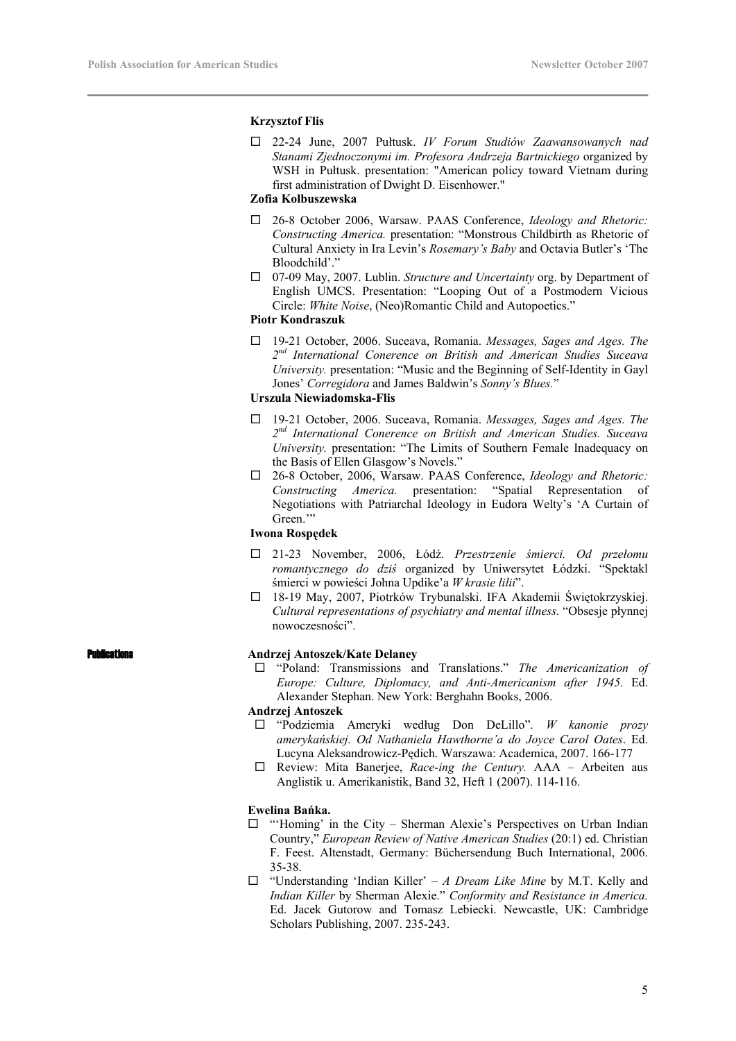**Krzysztof Flis**

- 22-24 June, 2007 Pułtusk. *IV Forum Studiów Zaawansowanych nad Stanami Zjednoczonymi im. Profesora Andrzeja Bartnickiego* organized by WSH in Pułtusk. presentation: "American policy toward Vietnam during first administration of Dwight D. Eisenhower."

**Zofia Kolbuszewska**

- 26-8 October 2006, Warsaw. PAAS Conference, *Ideology and Rhetoric: Constructing America.* presentation: "Monstrous Childbirth as Rhetoric of Cultural Anxiety in Ira Levin's *Rosemary's Baby* and Octavia Butler's 'The Bloodchild'."
- 07-09 May, 2007. Lublin. *Structure and Uncertainty* org. by Department of English UMCS. Presentation: "Looping Out of a Postmodern Vicious Circle: *White Noise*, (Neo)Romantic Child and Autopoetics."

**Piotr Kondraszuk**

- 19-21 October, 2006. Suceava, Romania. *Messages, Sages and Ages. The 2nd International Conerence on British and American Studies Suceava University.* presentation: "Music and the Beginning of Self-Identity in Gayl Jones' *Corregidora* and James Baldwin's *Sonny's Blues.*"

**Urszula Niewiadomska-Flis**

- 19-21 October, 2006. Suceava, Romania. *Messages, Sages and Ages. The 2nd International Conerence on British and American Studies. Suceava University.* presentation: "The Limits of Southern Female Inadequacy on the Basis of Ellen Glasgow's Novels."
- 26-8 October, 2006, Warsaw. PAAS Conference, *Ideology and Rhetoric: Constructing America.* presentation: "Spatial Representation of Negotiations with Patriarchal Ideology in Eudora Welty's 'A Curtain of Green.'"

**Iwona Rospędek**

- 21-23 November, 2006, Łódź. *Przestrzenie śmierci. Od przełomu romantycznego do dziś* organized by Uniwersytet Łódzki. "Spektakl śmierci w powieści Johna Updike'a *W krasie lilii*".
- 18-19 May, 2007, Piotrków Trybunalski. IFA Akademii Świętokrzyskiej. *Cultural representations of psychiatry and mental illness.* "Obsesje płynnej nowoczesności".

## Publications

**Andrzej Antoszek/Kate Delaney**

- "Poland: Transmissions and Translations." *The Americanization of Europe: Culture, Diplomacy, and Anti-Americanism after 1945*. Ed. Alexander Stephan. New York: Berghahn Books, 2006.

**Andrzej Antoszek**

- "Podziemia Ameryki według Don DeLillo". *W kanonie prozy amerykańskiej. Od Nathaniela Hawthorne'a do Joyce Carol Oates*. Ed. Lucyna Aleksandrowicz-Pędich. Warszawa: Academica, 2007. 166-177
- Review: Mita Banerjee, *Race-ing the Century.* AAA – Arbeiten aus Anglistik u. Amerikanistik, Band 32, Heft 1 (2007). 114-116.

**Ewelina Bańka.**

- "'Homing' in the City – Sherman Alexie's Perspectives on Urban Indian Country," *European Review of Native American Studies* (20:1) ed. Christian F. Feest. Altenstadt, Germany: Büchersendung Buch International, 2006. 35-38.
- "Understanding 'Indian Killer' – *A Dream Like Mine* by M.T. Kelly and *Indian Killer* by Sherman Alexie." *Conformity and Resistance in America.* Ed. Jacek Gutorow and Tomasz Lebiecki. Newcastle, UK: Cambridge Scholars Publishing, 2007. 235-243.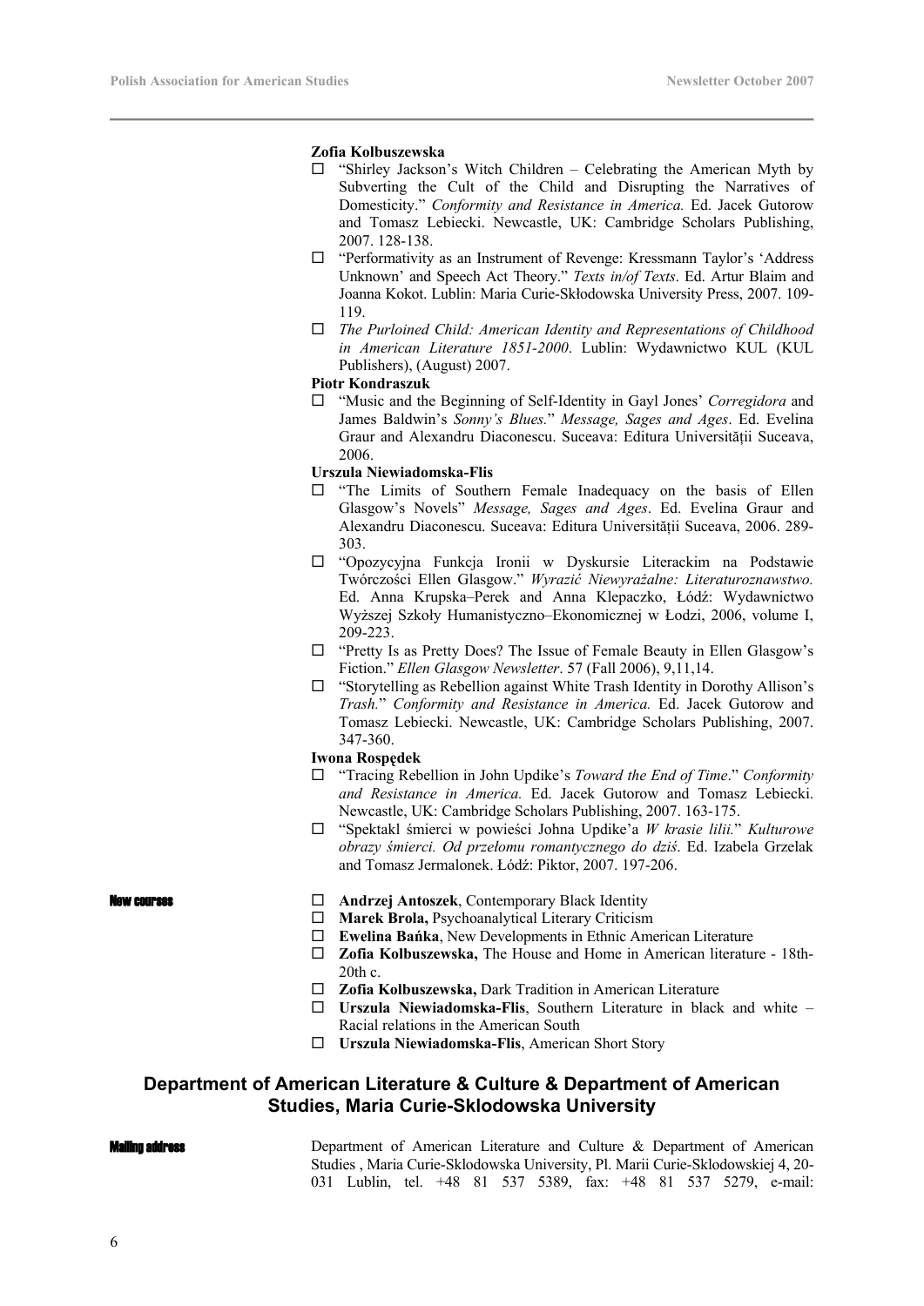**Zofia Kolbuszewska**

- "Shirley Jackson's Witch Children – Celebrating the American Myth by Subverting the Cult of the Child and Disrupting the Narratives of Domesticity." *Conformity and Resistance in America.* Ed. Jacek Gutorow and Tomasz Lebiecki. Newcastle, UK: Cambridge Scholars Publishing, 2007. 128-138.
- "Performativity as an Instrument of Revenge: Kressmann Taylor's 'Address Unknown' and Speech Act Theory." *Texts in/of Texts*. Ed. Artur Blaim and Joanna Kokot. Lublin: Maria Curie-Skłodowska University Press, 2007. 109-119.
- *The Purloined Child: American Identity and Representations of Childhood in American Literature 1851-2000*. Lublin: Wydawnictwo KUL (KUL Publishers), (August) 2007.

**Piotr Kondraszuk**

- "Music and the Beginning of Self-Identity in Gayl Jones' *Corregidora* and James Baldwin's *Sonny's Blues.*" *Message, Sages and Ages*. Ed. Evelina Graur and Alexandru Diaconescu. Suceava: Editura Universităţii Suceava, 2006.

**Urszula Niewiadomska-Flis**

- "The Limits of Southern Female Inadequacy on the basis of Ellen Glasgow's Novels" *Message, Sages and Ages*. Ed. Evelina Graur and Alexandru Diaconescu. Suceava: Editura Universităţii Suceava, 2006. 289-303.
- "Opozycyjna Funkcja Ironii w Dyskursie Literackim na Podstawie Twórczości Ellen Glasgow." *Wyrazić Niewyrażalne: Literaturoznawstwo.* Ed. Anna Krupska–Perek and Anna Klepaczko, Łódź: Wydawnictwo Wyższej Szkoły Humanistyczno–Ekonomicznej w Łodzi, 2006, volume I, 209-223.
- "Pretty Is as Pretty Does? The Issue of Female Beauty in Ellen Glasgow's Fiction." *Ellen Glasgow Newsletter*. 57 (Fall 2006), 9,11,14.
- "Storytelling as Rebellion against White Trash Identity in Dorothy Allison's *Trash.*" *Conformity and Resistance in America.* Ed. Jacek Gutorow and Tomasz Lebiecki. Newcastle, UK: Cambridge Scholars Publishing, 2007. 347-360.

**Iwona Rospędek**

- "Tracing Rebellion in John Updike's *Toward the End of Time*." *Conformity and Resistance in America.* Ed. Jacek Gutorow and Tomasz Lebiecki. Newcastle, UK: Cambridge Scholars Publishing, 2007. 163-175.
- "Spektakl śmierci w powieści Johna Updike'a *W krasie lilii.*" *Kulturowe obrazy śmierci. Od przełomu romantycznego do dziś*. Ed. Izabela Grzelak and Tomasz Jermalonek. Łódź: Piktor, 2007. 197-206.

**New courses**

- **Andrzej Antoszek**, Contemporary Black Identity
- **Marek Brola,** Psychoanalytical Literary Criticism
- **Ewelina Bańka**, New Developments in Ethnic American Literature
- **Zofia Kolbuszewska,** The House and Home in American literature - 18th-20th c.
- **Zofia Kolbuszewska,** Dark Tradition in American Literature
- **Urszula Niewiadomska-Flis**, Southern Literature in black and white – Racial relations in the American South
- **Urszula Niewiadomska-Flis**, American Short Story

## Department of American Literature & Culture & Department of American Studies, Maria Curie-Sklodowska University

**Mailing address**

Department of American Literature and Culture & Department of American Studies , Maria Curie-Sklodowska University, Pl. Marii Curie-Sklodowskiej 4, 20-031 Lublin, tel. +48 81 537 5389, fax: +48 81 537 5279, e-mail: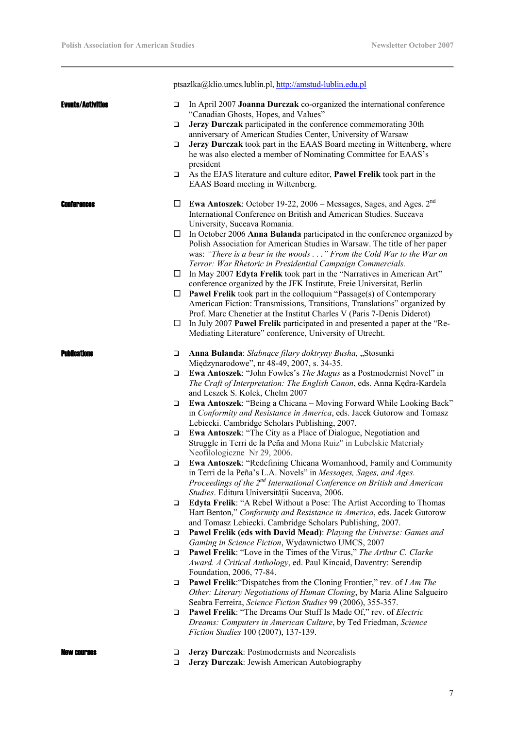ptsazlka@klio.umcs.lublin.pl, http://amstud-lublin.edu.pl

**Events/Activities**

- In April 2007 **Joanna Durczak** co-organized the international conference "Canadian Ghosts, Hopes, and Values"
- **Jerzy Durczak** participated in the conference commemorating 30th anniversary of American Studies Center, University of Warsaw
- **Jerzy Durczak** took part in the EAAS Board meeting in Wittenberg, where he was also elected a member of Nominating Committee for EAAS's president
- As the EJAS literature and culture editor, **Pawel Frelik** took part in the EAAS Board meeting in Wittenberg.

**Conferences**

- **Ewa Antoszek**: October 19-22, 2006 – Messages, Sages, and Ages. 2nd International Conference on British and American Studies. Suceava University, Suceava Romania.
- In October 2006 **Anna Bulanda** participated in the conference organized by Polish Association for American Studies in Warsaw. The title of her paper was: *"There is a bear in the woods . . ." From the Cold War to the War on Terror: War Rhetoric in Presidential Campaign Commercials.*
- In May 2007 **Edyta Frelik** took part in the "Narratives in American Art" conference organized by the JFK Institute, Freie Universitat, Berlin
- **Pawel Frelik** took part in the colloquium "Passage(s) of Contemporary American Fiction: Transmissions, Transitions, Translations" organized by Prof. Marc Chenetier at the Institut Charles V (Paris 7-Denis Diderot)
- In July 2007 **Pawel Frelik** participated in and presented a paper at the "Re-Mediating Literature" conference, University of Utrecht.

**Publications**

- **Anna Bulanda**: *Słabnące filary doktryny Busha,* „Stosunki Międzynarodowe", nr 48-49, 2007, s. 34-35.
- **Ewa Antoszek**: "John Fowles's *The Magus* as a Postmodernist Novel" in *The Craft of Interpretation: The English Canon*, eds. Anna Kędra-Kardela and Leszek S. Kolek, Chełm 2007
- **Ewa Antoszek**: "Being a Chicana – Moving Forward While Looking Back" in *Conformity and Resistance in America*, eds. Jacek Gutorow and Tomasz Lebiecki. Cambridge Scholars Publishing, 2007.
- **Ewa Antoszek**: "The City as a Place of Dialogue, Negotiation and Struggle in Terri de la Peña and Mona Ruiz" in Lubelskie Materiały Neofilologiczne Nr 29, 2006.
- **Ewa Antoszek**: "Redefining Chicana Womanhood, Family and Community in Terri de la Peña's L.A. Novels" in *Messages, Sages, and Ages. Proceedings of the 2nd International Conference on British and American Studies*. Editura Universităţii Suceava, 2006.
- **Edyta Frelik**: "A Rebel Without a Pose: The Artist According to Thomas Hart Benton," *Conformity and Resistance in America*, eds. Jacek Gutorow and Tomasz Lebiecki. Cambridge Scholars Publishing, 2007.
- **Pawel Frelik (eds with David Mead)**: *Playing the Universe: Games and Gaming in Science Fiction*, Wydawnictwo UMCS, 2007
- **Pawel Frelik**: "Love in the Times of the Virus," *The Arthur C. Clarke Award. A Critical Anthology*, ed. Paul Kincaid, Daventry: Serendip Foundation, 2006, 77-84.
- **Pawel Frelik**:"Dispatches from the Cloning Frontier," rev. of *I Am The Other: Literary Negotiations of Human Cloning*, by Maria Aline Salgueiro Seabra Ferreira, *Science Fiction Studies* 99 (2006), 355-357.
- **Pawel Frelik**: "The Dreams Our Stuff Is Made Of," rev. of *Electric Dreams: Computers in American Culture*, by Ted Friedman, *Science Fiction Studies* 100 (2007), 137-139.

**New courses**

- **Jerzy Durczak**: Postmodernists and Neorealists
- **Jerzy Durczak**: Jewish American Autobiography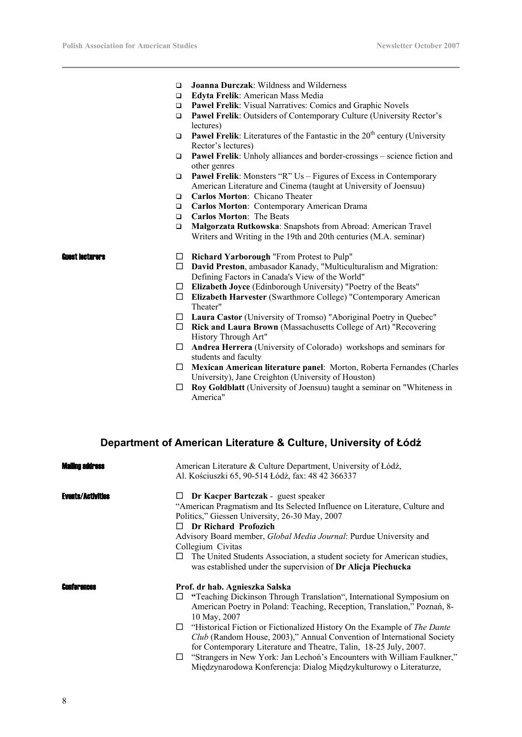- **Joanna Durczak**: Wildness and Wilderness
- **Edyta Frelik**: American Mass Media
- **Paweł Frelik**: Visual Narratives: Comics and Graphic Novels
- **Paweł Frelik**: Outsiders of Contemporary Culture (University Rector's lectures)
- **Paweł Frelik**: Literatures of the Fantastic in the 20th century (University Rector's lectures)
- **Paweł Frelik**: Unholy alliances and border-crossings – science fiction and other genres
- **Paweł Frelik**: Monsters "R" Us – Figures of Excess in Contemporary American Literature and Cinema (taught at University of Joensuu)
- **Carlos Morton**: Chicano Theater
- **Carlos Morton**: Contemporary American Drama
- **Carlos Morton**: The Beats
- **Małgorzata Rutkowska**: Snapshots from Abroad: American Travel Writers and Writing in the 19th and 20th centuries (M.A. seminar)

**Guest lecturers**

- **Richard Yarborough** "From Protest to Pulp"
- **David Preston**, ambasador Kanady, "Multiculturalism and Migration: Defining Factors in Canada's View of the World"
- **Elizabeth Joyce** (Edinborough University) "Poetry of the Beats"
- **Elizabeth Harvester** (Swarthmore College) "Contemporary American Theater"
- **Laura Castor** (University of Tromso) "Aboriginal Poetry in Quebec"
- **Rick and Laura Brown** (Massachusetts College of Art) "Recovering History Through Art"
- **Andrea Herrera** (University of Colorado) workshops and seminars for students and faculty
- **Mexican American literature panel**: Morton, Roberta Fernandes (Charles University), Jane Creighton (University of Houston)
- **Roy Goldblatt** (University of Joensuu) taught a seminar on "Whiteness in America"

## Department of American Literature & Culture, University of Łódź

**Mailing address**

American Literature & Culture Department, University of Łódź, Al. Kościuszki 65, 90-514 Łódź, fax: 48 42 366337

**Events/Activities**

- **Dr Kacper Bartczak** - guest speaker
  "American Pragmatism and Its Selected Influence on Literature, Culture and Politics," Giessen University, 26-30 May, 2007
- **Dr Richard Profozich**
  Advisory Board member, *Global Media Journal*: Purdue University and Collegium Civitas
- The United Students Association, a student society for American studies, was established under the supervision of **Dr Alicja Piechucka**

**Conferences**

**Prof. dr hab. Agnieszka Salska**

- **"**Teaching Dickinson Through Translation", International Symposium on American Poetry in Poland: Teaching, Reception, Translation," Poznań, 8-10 May, 2007
- "Historical Fiction or Fictionalized History On the Example of *The Dante Club* (Random House, 2003)," Annual Convention of International Society for Contemporary Literature and Theatre, Talin, 18-25 July, 2007.
- "Strangers in New York: Jan Lechoń's Encounters with William Faulkner," Międzynarodowa Konferencja: Dialog Międzykulturowy o Literaturze,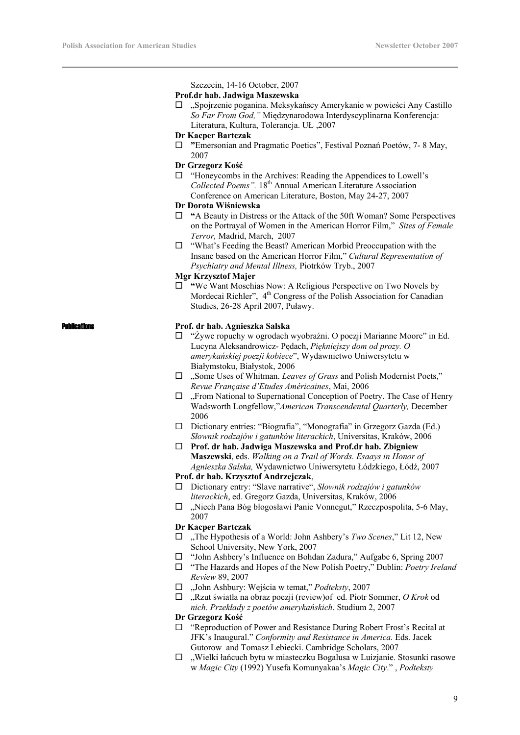Szczecin, 14-16 October, 2007

**Prof.dr hab. Jadwiga Maszewska**

- „Spojrzenie poganina. Meksykańscy Amerykanie w powieści Any Castillo *So Far From God,"* Międzynarodowa Interdyscyplinarna Konferencja: Literatura, Kultura, Tolerancja. UŁ ,2007

**Dr Kacper Bartczak**

- "Emersonian and Pragmatic Poetics", Festival Poznań Poetów, 7- 8 May, 2007

**Dr Grzegorz Kość**

- "Honeycombs in the Archives: Reading the Appendices to Lowell's *Collected Poems".* 18th Annual American Literature Association Conference on American Literature, Boston, May 24-27, 2007

**Dr Dorota Wiśniewska**

- "A Beauty in Distress or the Attack of the 50ft Woman? Some Perspectives on the Portrayal of Women in the American Horror Film," *Sites of Female Terror,* Madrid, March, 2007
- "What's Feeding the Beast? American Morbid Preoccupation with the Insane based on the American Horror Film," *Cultural Representation of Psychiatry and Mental Illness,* Piotrków Tryb., 2007

**Mgr Krzysztof Majer**

- "We Want Moschias Now: A Religious Perspective on Two Novels by Mordecai Richler", 4th Congress of the Polish Association for Canadian Studies, 26-28 April 2007, Puławy.

## Publications

**Prof. dr hab. Agnieszka Salska**

- "Żywe ropuchy w ogrodach wyobraźni. O poezji Marianne Moore" in Ed. Lucyna Aleksandrowicz- Pędach, *Piękniejszy dom od prozy. O amerykańskiej poezji kobiece*", Wydawnictwo Uniwersytetu w Białymstoku, Białystok, 2006
- „Some Uses of Whitman. *Leaves of Grass* and Polish Modernist Poets," *Revue Française d'Etudes Américaines*, Mai, 2006
- „From National to Supernational Conception of Poetry. The Case of Henry Wadsworth Longfellow,"*American Transcendental Quarterly,* December 2006
- Dictionary entries: "Biografia", "Monografia" in Grzegorz Gazda (Ed.) *Słownik rodzajów i gatunków literackich*, Universitas, Kraków, 2006
- **Prof. dr hab. Jadwiga Maszewska and Prof.dr hab. Zbigniew Maszewski**, eds. *Walking on a Trail of Words. Esaays in Honor of Agnieszka Salska,* Wydawnictwo Uniwersytetu Łódzkiego, Łódź, 2007

**Prof. dr hab. Krzysztof Andrzejczak**,

- Dictionary entry: "Slave narrative", *Słownik rodzajów i gatunków literackich*, ed. Gregorz Gazda, Universitas, Kraków, 2006
- „Niech Pana Bóg błogosławi Panie Vonnegut," Rzeczpospolita, 5-6 May, 2007

**Dr Kacper Bartczak**

- „The Hypothesis of a World: John Ashbery's *Two Scenes*," Lit 12, New School University, New York, 2007
- "John Ashbery's Influence on Bohdan Zadura," Aufgabe 6, Spring 2007
- "The Hazards and Hopes of the New Polish Poetry," Dublin: *Poetry Ireland Review* 89, 2007
- „John Ashbury: Wejścia w temat," *Podteksty*, 2007
- „Rzut światła na obraz poezji (review)of ed. Piotr Sommer, *O Krok* od *nich. Przekłady z poetów amerykańskich*. Studium 2, 2007

**Dr Grzegorz Kość**

- "Reproduction of Power and Resistance During Robert Frost's Recital at JFK's Inaugural." *Conformity and Resistance in America.* Eds. Jacek Gutorow and Tomasz Lebiecki. Cambridge Scholars, 2007
- „Wielki łańcuch bytu w miasteczku Bogalusa w Luizjanie. Stosunki rasowe w *Magic City* (1992) Yusefa Komunyakaa's *Magic City*." , *Podteksty*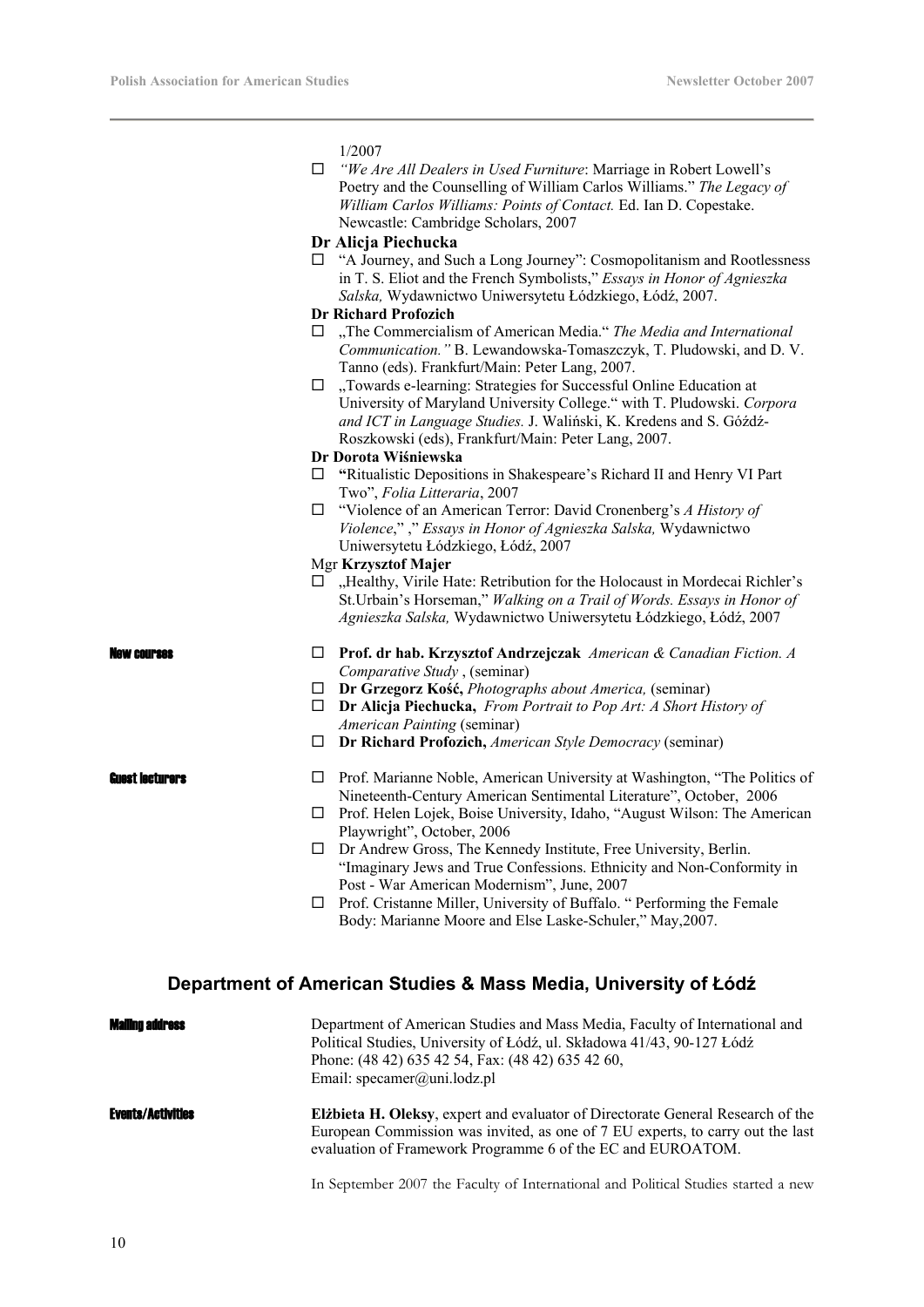1/2007

- *"We Are All Dealers in Used Furniture*: Marriage in Robert Lowell's Poetry and the Counselling of William Carlos Williams." *The Legacy of William Carlos Williams: Points of Contact.* Ed. Ian D. Copestake. Newcastle: Cambridge Scholars, 2007

**Dr Alicja Piechucka**

- "A Journey, and Such a Long Journey": Cosmopolitanism and Rootlessness in T. S. Eliot and the French Symbolists," *Essays in Honor of Agnieszka Salska,* Wydawnictwo Uniwersytetu Łódzkiego, Łódź, 2007.

**Dr Richard Profozich**

- „The Commercialism of American Media." *The Media and International Communication."* B. Lewandowska-Tomaszczyk, T. Pludowski, and D. V. Tanno (eds). Frankfurt/Main: Peter Lang, 2007.
- „Towards e-learning: Strategies for Successful Online Education at University of Maryland University College." with T. Pludowski. *Corpora and ICT in Language Studies.* J. Waliński, K. Kredens and S. Góźdź-Roszkowski (eds), Frankfurt/Main: Peter Lang, 2007.

**Dr Dorota Wiśniewska**

- **"**Ritualistic Depositions in Shakespeare's Richard II and Henry VI Part Two", *Folia Litteraria*, 2007
- "Violence of an American Terror: David Cronenberg's *A History of Violence*," ," *Essays in Honor of Agnieszka Salska,* Wydawnictwo Uniwersytetu Łódzkiego, Łódź, 2007

Mgr **Krzysztof Majer**

- „Healthy, Virile Hate: Retribution for the Holocaust in Mordecai Richler's St.Urbain's Horseman," *Walking on a Trail of Words. Essays in Honor of Agnieszka Salska,* Wydawnictwo Uniwersytetu Łódzkiego, Łódź, 2007

**New courses**

- **Prof. dr hab. Krzysztof Andrzejczak** *American & Canadian Fiction. A Comparative Study* , (seminar)
- **Dr Grzegorz Kość,** *Photographs about America,* (seminar)
- **Dr Alicja Piechucka,** *From Portrait to Pop Art: A Short History of American Painting* (seminar)
- **Dr Richard Profozich,** *American Style Democracy* (seminar)

**Guest lecturers**

- Prof. Marianne Noble, American University at Washington, "The Politics of Nineteenth-Century American Sentimental Literature", October, 2006
- Prof. Helen Lojek, Boise University, Idaho, "August Wilson: The American Playwright", October, 2006
- Dr Andrew Gross, The Kennedy Institute, Free University, Berlin. "Imaginary Jews and True Confessions. Ethnicity and Non-Conformity in Post - War American Modernism", June, 2007
- Prof. Cristanne Miller, University of Buffalo. " Performing the Female Body: Marianne Moore and Else Laske-Schuler," May,2007.

## Department of American Studies & Mass Media, University of Łódź

**Mailing address**

Department of American Studies and Mass Media, Faculty of International and Political Studies, University of Łódź, ul. Składowa 41/43, 90-127 Łódź
Phone: (48 42) 635 42 54, Fax: (48 42) 635 42 60,
Email: specamer@uni.lodz.pl

**Events/Activities**

**Elżbieta H. Oleksy**, expert and evaluator of Directorate General Research of the European Commission was invited, as one of 7 EU experts, to carry out the last evaluation of Framework Programme 6 of the EC and EUROATOM.

In September 2007 the Faculty of International and Political Studies started a new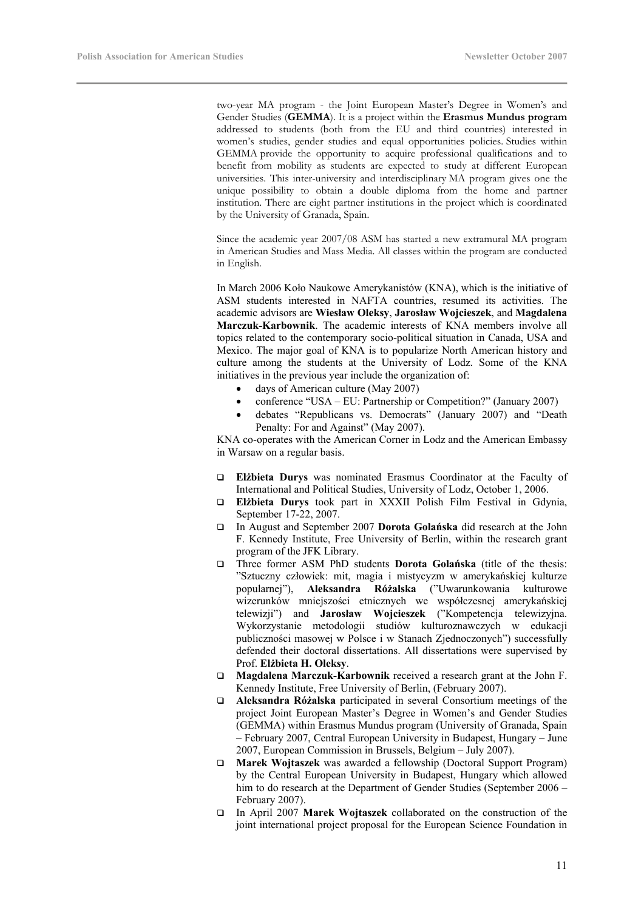two-year MA program - the Joint European Master's Degree in Women's and Gender Studies (**GEMMA**). It is a project within the **Erasmus Mundus program** addressed to students (both from the EU and third countries) interested in women's studies, gender studies and equal opportunities policies. Studies within GEMMA provide the opportunity to acquire professional qualifications and to benefit from mobility as students are expected to study at different European universities. This inter-university and interdisciplinary MA program gives one the unique possibility to obtain a double diploma from the home and partner institution. There are eight partner institutions in the project which is coordinated by the University of Granada, Spain.

Since the academic year 2007/08 ASM has started a new extramural MA program in American Studies and Mass Media. All classes within the program are conducted in English.

In March 2006 Koło Naukowe Amerykanistów (KNA), which is the initiative of ASM students interested in NAFTA countries, resumed its activities. The academic advisors are **Wiesław Oleksy**, **Jarosław Wojcieszek**, and **Magdalena Marczuk-Karbownik**. The academic interests of KNA members involve all topics related to the contemporary socio-political situation in Canada, USA and Mexico. The major goal of KNA is to popularize North American history and culture among the students at the University of Lodz. Some of the KNA initiatives in the previous year include the organization of:

- days of American culture (May 2007)
- conference "USA – EU: Partnership or Competition?" (January 2007)
- debates "Republicans vs. Democrats" (January 2007) and "Death Penalty: For and Against" (May 2007).

KNA co-operates with the American Corner in Lodz and the American Embassy in Warsaw on a regular basis.

- **Elżbieta Durys** was nominated Erasmus Coordinator at the Faculty of International and Political Studies, University of Lodz, October 1, 2006.
- **Elżbieta Durys** took part in XXXII Polish Film Festival in Gdynia, September 17-22, 2007.
- In August and September 2007 **Dorota Golańska** did research at the John F. Kennedy Institute, Free University of Berlin, within the research grant program of the JFK Library.
- Three former ASM PhD students **Dorota Golańska** (title of the thesis: "Sztuczny człowiek: mit, magia i mistycyzm w amerykańskiej kulturze popularnej"), **Aleksandra Różalska** ("Uwarunkowania kulturowe wizerunków mniejszości etnicznych we współczesnej amerykańskiej telewizji") and **Jarosław Wojcieszek** ("Kompetencja telewizyjna. Wykorzystanie metodologii studiów kulturoznawczych w edukacji publiczności masowej w Polsce i w Stanach Zjednoczonych") successfully defended their doctoral dissertations. All dissertations were supervised by Prof. **Elżbieta H. Oleksy**.
- **Magdalena Marczuk-Karbownik** received a research grant at the John F. Kennedy Institute, Free University of Berlin, (February 2007).
- **Aleksandra Różalska** participated in several Consortium meetings of the project Joint European Master's Degree in Women's and Gender Studies (GEMMA) within Erasmus Mundus program (University of Granada, Spain – February 2007, Central European University in Budapest, Hungary – June 2007, European Commission in Brussels, Belgium – July 2007).
- **Marek Wojtaszek** was awarded a fellowship (Doctoral Support Program) by the Central European University in Budapest, Hungary which allowed him to do research at the Department of Gender Studies (September 2006 – February 2007).
- In April 2007 **Marek Wojtaszek** collaborated on the construction of the joint international project proposal for the European Science Foundation in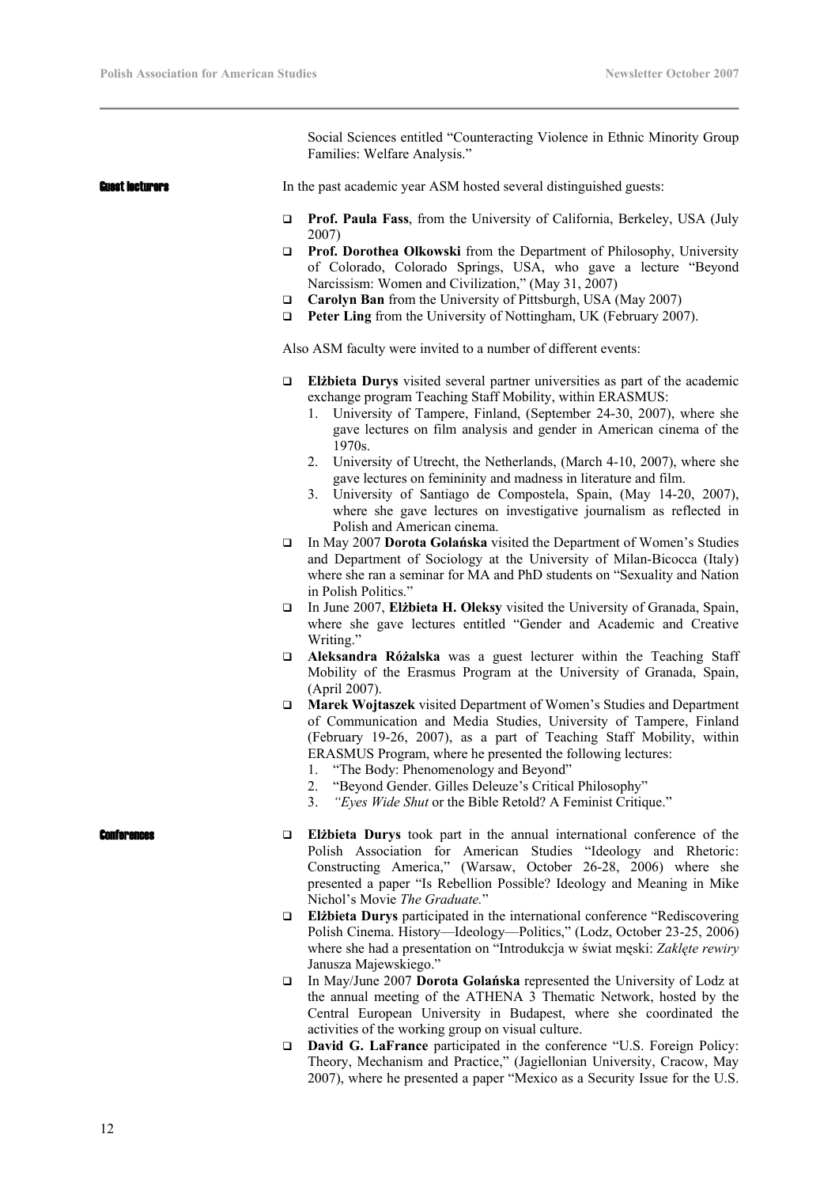Social Sciences entitled "Counteracting Violence in Ethnic Minority Group Families: Welfare Analysis."

### Guest lecturers

In the past academic year ASM hosted several distinguished guests:

- **Prof. Paula Fass**, from the University of California, Berkeley, USA (July 2007)
- **Prof. Dorothea Olkowski** from the Department of Philosophy, University of Colorado, Colorado Springs, USA, who gave a lecture "Beyond Narcissism: Women and Civilization," (May 31, 2007)
- **Carolyn Ban** from the University of Pittsburgh, USA (May 2007)
- **Peter Ling** from the University of Nottingham, UK (February 2007).

Also ASM faculty were invited to a number of different events:

- **Elżbieta Durys** visited several partner universities as part of the academic exchange program Teaching Staff Mobility, within ERASMUS:
  1. University of Tampere, Finland, (September 24-30, 2007), where she gave lectures on film analysis and gender in American cinema of the 1970s.
  2. University of Utrecht, the Netherlands, (March 4-10, 2007), where she gave lectures on femininity and madness in literature and film.
  3. University of Santiago de Compostela, Spain, (May 14-20, 2007), where she gave lectures on investigative journalism as reflected in Polish and American cinema.
- In May 2007 **Dorota Golańska** visited the Department of Women's Studies and Department of Sociology at the University of Milan-Bicocca (Italy) where she ran a seminar for MA and PhD students on "Sexuality and Nation in Polish Politics."
- In June 2007, **Elżbieta H. Oleksy** visited the University of Granada, Spain, where she gave lectures entitled "Gender and Academic and Creative Writing."
- **Aleksandra Różalska** was a guest lecturer within the Teaching Staff Mobility of the Erasmus Program at the University of Granada, Spain, (April 2007).
- **Marek Wojtaszek** visited Department of Women's Studies and Department of Communication and Media Studies, University of Tampere, Finland (February 19-26, 2007), as a part of Teaching Staff Mobility, within ERASMUS Program, where he presented the following lectures:
  1. "The Body: Phenomenology and Beyond"
  2. "Beyond Gender. Gilles Deleuze's Critical Philosophy"
  3. *"Eyes Wide Shut* or the Bible Retold? A Feminist Critique."

### Conferences

- **Elżbieta Durys** took part in the annual international conference of the Polish Association for American Studies "Ideology and Rhetoric: Constructing America," (Warsaw, October 26-28, 2006) where she presented a paper "Is Rebellion Possible? Ideology and Meaning in Mike Nichol's Movie *The Graduate.*"
- **Elżbieta Durys** participated in the international conference "Rediscovering Polish Cinema. History—Ideology—Politics," (Lodz, October 23-25, 2006) where she had a presentation on "Introdukcja w świat męski: *Zaklęte rewiry* Janusza Majewskiego."
- In May/June 2007 **Dorota Golańska** represented the University of Lodz at the annual meeting of the ATHENA 3 Thematic Network, hosted by the Central European University in Budapest, where she coordinated the activities of the working group on visual culture.
- **David G. LaFrance** participated in the conference "U.S. Foreign Policy: Theory, Mechanism and Practice," (Jagiellonian University, Cracow, May 2007), where he presented a paper "Mexico as a Security Issue for the U.S.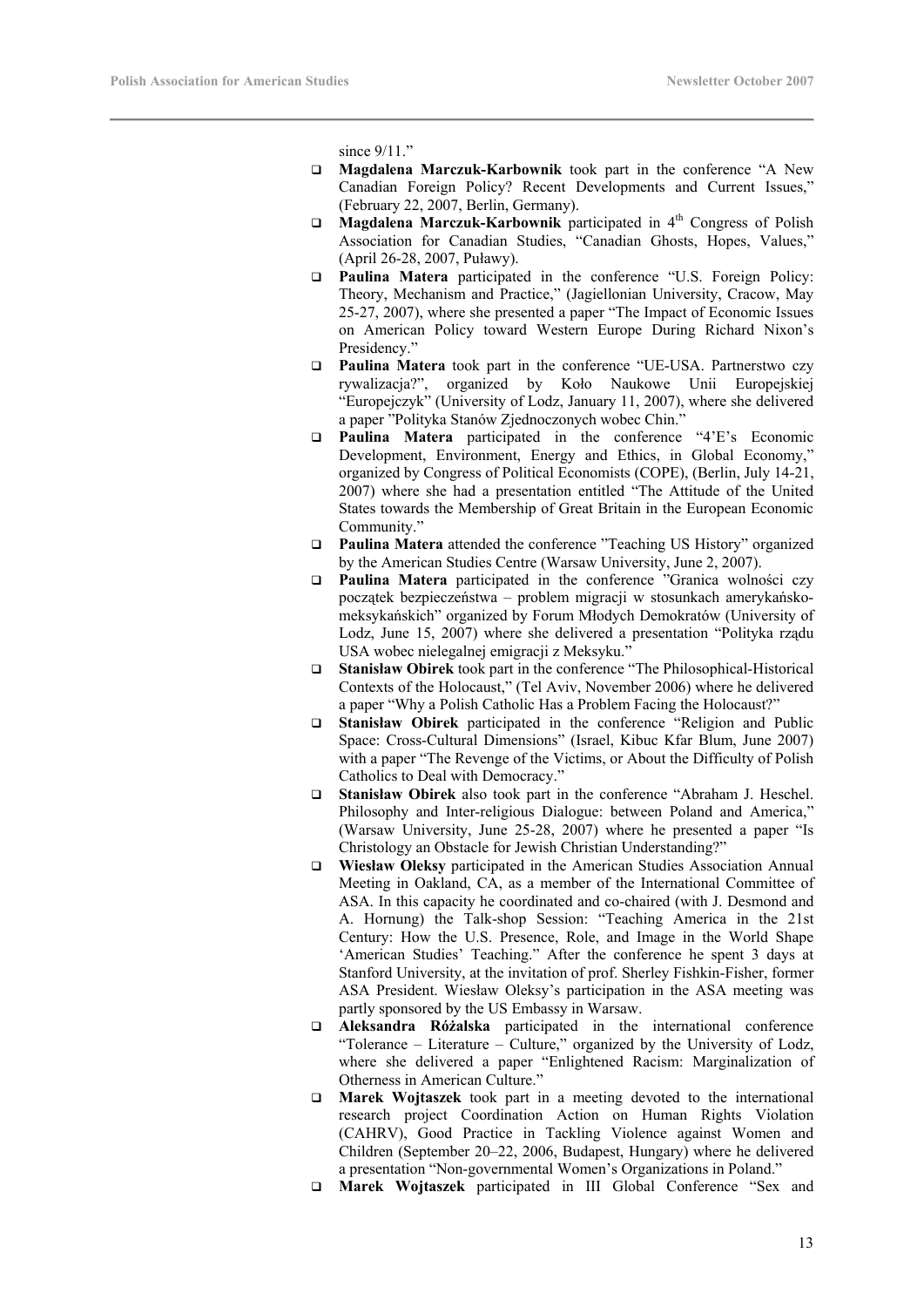since 9/11."

- **Magdalena Marczuk-Karbownik** took part in the conference "A New Canadian Foreign Policy? Recent Developments and Current Issues," (February 22, 2007, Berlin, Germany).
- **Magdalena Marczuk-Karbownik** participated in 4th Congress of Polish Association for Canadian Studies, "Canadian Ghosts, Hopes, Values," (April 26-28, 2007, Puławy).
- **Paulina Matera** participated in the conference "U.S. Foreign Policy: Theory, Mechanism and Practice," (Jagiellonian University, Cracow, May 25-27, 2007), where she presented a paper "The Impact of Economic Issues on American Policy toward Western Europe During Richard Nixon's Presidency."
- **Paulina Matera** took part in the conference "UE-USA. Partnerstwo czy rywalizacja?", organized by Koło Naukowe Unii Europejskiej "Europejczyk" (University of Lodz, January 11, 2007), where she delivered a paper "Polityka Stanów Zjednoczonych wobec Chin."
- **Paulina Matera** participated in the conference "4'E's Economic Development, Environment, Energy and Ethics, in Global Economy," organized by Congress of Political Economists (COPE), (Berlin, July 14-21, 2007) where she had a presentation entitled "The Attitude of the United States towards the Membership of Great Britain in the European Economic Community."
- **Paulina Matera** attended the conference "Teaching US History" organized by the American Studies Centre (Warsaw University, June 2, 2007).
- **Paulina Matera** participated in the conference "Granica wolności czy początek bezpieczeństwa – problem migracji w stosunkach amerykańsko-meksykańskich" organized by Forum Młodych Demokratów (University of Lodz, June 15, 2007) where she delivered a presentation "Polityka rządu USA wobec nielegalnej emigracji z Meksyku."
- **Stanisław Obirek** took part in the conference "The Philosophical-Historical Contexts of the Holocaust," (Tel Aviv, November 2006) where he delivered a paper "Why a Polish Catholic Has a Problem Facing the Holocaust?"
- **Stanisław Obirek** participated in the conference "Religion and Public Space: Cross-Cultural Dimensions" (Israel, Kibuc Kfar Blum, June 2007) with a paper "The Revenge of the Victims, or About the Difficulty of Polish Catholics to Deal with Democracy."
- **Stanisław Obirek** also took part in the conference "Abraham J. Heschel. Philosophy and Inter-religious Dialogue: between Poland and America," (Warsaw University, June 25-28, 2007) where he presented a paper "Is Christology an Obstacle for Jewish Christian Understanding?"
- **Wiesław Oleksy** participated in the American Studies Association Annual Meeting in Oakland, CA, as a member of the International Committee of ASA. In this capacity he coordinated and co-chaired (with J. Desmond and A. Hornung) the Talk-shop Session: "Teaching America in the 21st Century: How the U.S. Presence, Role, and Image in the World Shape 'American Studies' Teaching." After the conference he spent 3 days at Stanford University, at the invitation of prof. Sherley Fishkin-Fisher, former ASA President. Wiesław Oleksy's participation in the ASA meeting was partly sponsored by the US Embassy in Warsaw.
- **Aleksandra Różalska** participated in the international conference "Tolerance – Literature – Culture," organized by the University of Lodz, where she delivered a paper "Enlightened Racism: Marginalization of Otherness in American Culture."
- **Marek Wojtaszek** took part in a meeting devoted to the international research project Coordination Action on Human Rights Violation (CAHRV), Good Practice in Tackling Violence against Women and Children (September 20–22, 2006, Budapest, Hungary) where he delivered a presentation "Non-governmental Women's Organizations in Poland."
- **Marek Wojtaszek** participated in III Global Conference "Sex and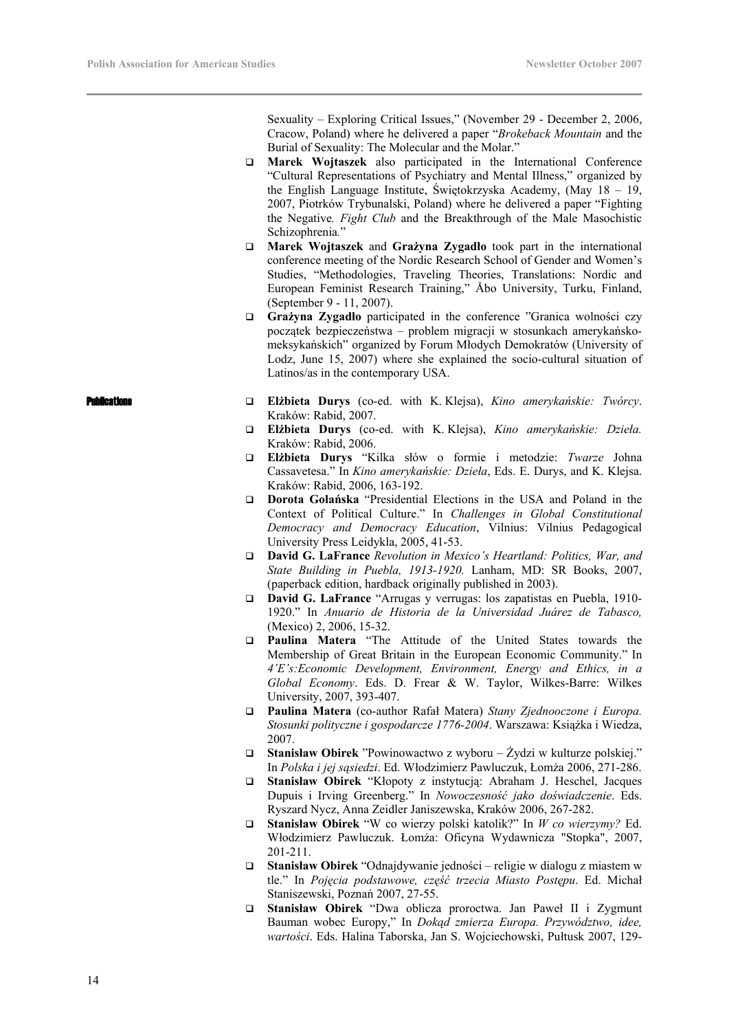Sexuality – Exploring Critical Issues," (November 29 - December 2, 2006, Cracow, Poland) where he delivered a paper "*Brokeback Mountain* and the Burial of Sexuality: The Molecular and the Molar."

- **Marek Wojtaszek** also participated in the International Conference "Cultural Representations of Psychiatry and Mental Illness," organized by the English Language Institute, Świętokrzyska Academy, (May 18 – 19, 2007, Piotrków Trybunalski, Poland) where he delivered a paper "Fighting the Negative*. Fight Club* and the Breakthrough of the Male Masochistic Schizophrenia*.*"
- **Marek Wojtaszek** and **Grażyna Zygadło** took part in the international conference meeting of the Nordic Research School of Gender and Women's Studies, "Methodologies, Traveling Theories, Translations: Nordic and European Feminist Research Training," Åbo University, Turku, Finland, (September 9 - 11, 2007).
- **Grażyna Zygadło** participated in the conference "Granica wolności czy początek bezpieczeństwa – problem migracji w stosunkach amerykańsko-meksykańskich" organized by Forum Młodych Demokratów (University of Lodz, June 15, 2007) where she explained the socio-cultural situation of Latinos/as in the contemporary USA.

## Publications

- **Elżbieta Durys** (co-ed. with K. Klejsa), *Kino amerykańskie: Twórcy*. Kraków: Rabid, 2007.
- **Elżbieta Durys** (co-ed. with K. Klejsa), *Kino amerykańskie: Dzieła.* Kraków: Rabid, 2006.
- **Elżbieta Durys** "Kilka słów o formie i metodzie: *Twarze* Johna Cassavetesa." In *Kino amerykańskie: Dzieła*, Eds. E. Durys, and K. Klejsa. Kraków: Rabid, 2006, 163-192.
- **Dorota Golańska** "Presidential Elections in the USA and Poland in the Context of Political Culture." In *Challenges in Global Constitutional Democracy and Democracy Education*, Vilnius: Vilnius Pedagogical University Press Leidykla, 2005, 41-53.
- **David G. LaFrance** *Revolution in Mexico's Heartland: Politics, War, and State Building in Puebla, 1913-1920.* Lanham, MD: SR Books, 2007, (paperback edition, hardback originally published in 2003).
- **David G. LaFrance** "Arrugas y verrugas: los zapatistas en Puebla, 1910-1920." In *Anuario de Historia de la Universidad Juárez de Tabasco,* (Mexico) 2, 2006, 15-32.
- **Paulina Matera** "The Attitude of the United States towards the Membership of Great Britain in the European Economic Community." In *4'E's:Economic Development, Environment, Energy and Ethics, in a Global Economy*. Eds. D. Frear & W. Taylor, Wilkes-Barre: Wilkes University, 2007, 393-407.
- **Paulina Matera** (co-author Rafał Matera) *Stany Zjednooczone i Europa. Stosunki polityczne i gospodarcze 1776-2004*. Warszawa: Książka i Wiedza, 2007.
- **Stanisław Obirek** "Powinowactwo z wyboru – Żydzi w kulturze polskiej." In *Polska i jej sąsiedzi*. Ed. Włodzimierz Pawluczuk, Łomża 2006, 271-286.
- **Stanisław Obirek** "Kłopoty z instytucją: Abraham J. Heschel, Jacques Dupuis i Irving Greenberg." In *Nowoczesność jako doświadczenie*. Eds. Ryszard Nycz, Anna Zeidler Janiszewska, Kraków 2006, 267-282.
- **Stanisław Obirek** "W co wierzy polski katolik?" In *W co wierzymy?* Ed. Włodzimierz Pawluczuk. Łomża: Oficyna Wydawnicza "Stopka", 2007, 201-211.
- **Stanisław Obirek** "Odnajdywanie jedności – religie w dialogu z miastem w tle." In *Pojęcia podstawowe, część trzecia Miasto Postępu*. Ed. Michał Staniszewski, Poznań 2007, 27-55.
- **Stanisław Obirek** "Dwa oblicza proroctwa. Jan Paweł II i Zygmunt Bauman wobec Europy," In *Dokąd zmierza Europa. Przywództwo, idee, wartości*. Eds. Halina Taborska, Jan S. Wojciechowski, Pułtusk 2007, 129-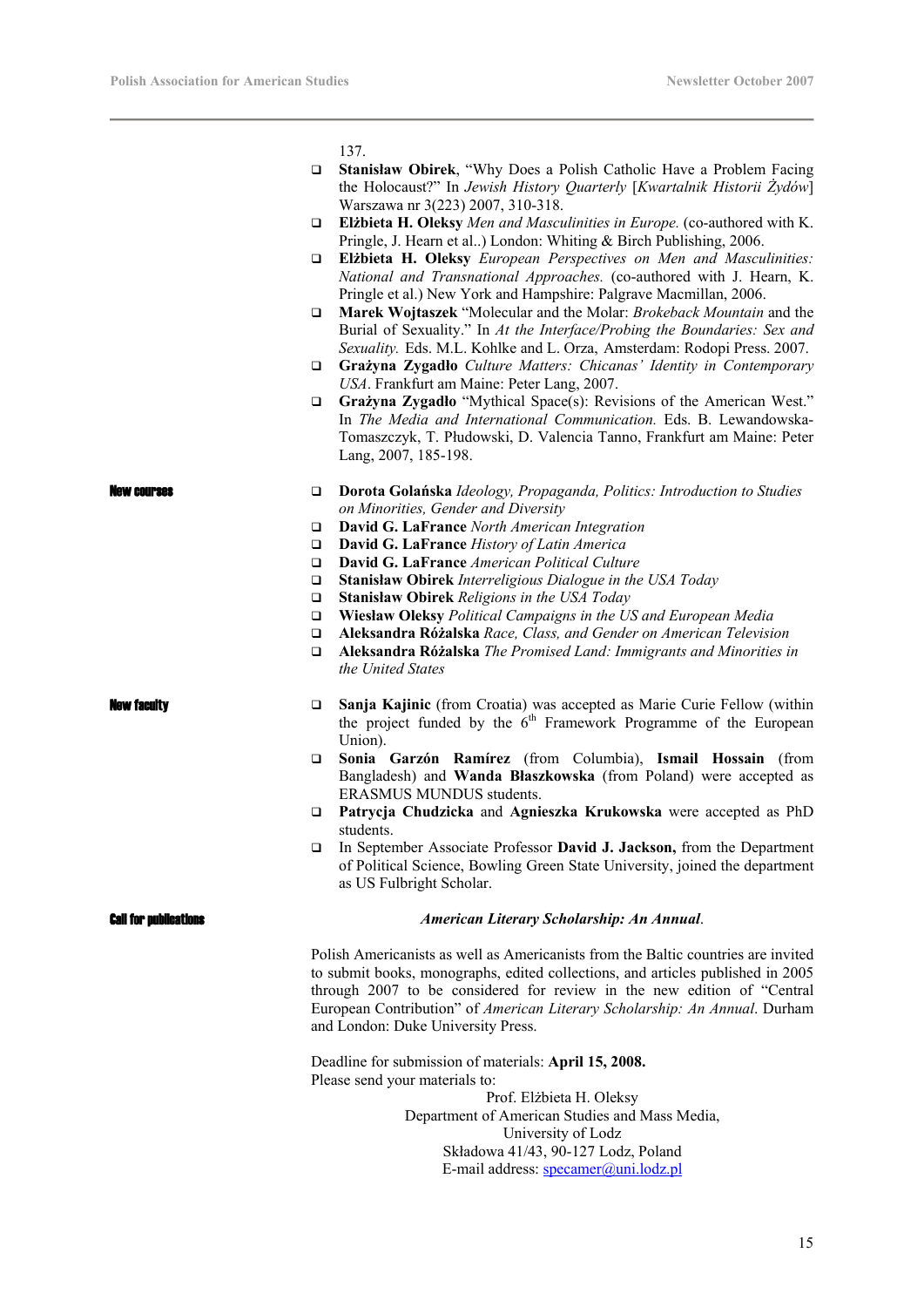137.

- **Stanisław Obirek**, "Why Does a Polish Catholic Have a Problem Facing the Holocaust?" In *Jewish History Quarterly* [*Kwartalnik Historii Żydów*] Warszawa nr 3(223) 2007, 310-318.
- **Elżbieta H. Oleksy** *Men and Masculinities in Europe.* (co-authored with K. Pringle, J. Hearn et al..) London: Whiting & Birch Publishing, 2006.
- **Elżbieta H. Oleksy** *European Perspectives on Men and Masculinities: National and Transnational Approaches.* (co-authored with J. Hearn, K. Pringle et al.) New York and Hampshire: Palgrave Macmillan, 2006.
- **Marek Wojtaszek** "Molecular and the Molar: *Brokeback Mountain* and the Burial of Sexuality." In *At the Interface/Probing the Boundaries: Sex and Sexuality.* Eds. M.L. Kohlke and L. Orza, Amsterdam: Rodopi Press. 2007.
- **Grażyna Zygadło** *Culture Matters: Chicanas' Identity in Contemporary USA*. Frankfurt am Maine: Peter Lang, 2007.
- **Grażyna Zygadło** "Mythical Space(s): Revisions of the American West." In *The Media and International Communication.* Eds. B. Lewandowska-Tomaszczyk, T. Płudowski, D. Valencia Tanno, Frankfurt am Maine: Peter Lang, 2007, 185-198.

**New courses**

- **Dorota Golańska** *Ideology, Propaganda, Politics: Introduction to Studies on Minorities, Gender and Diversity*
- **David G. LaFrance** *North American Integration*
- **David G. LaFrance** *History of Latin America*
- **David G. LaFrance** *American Political Culture*
- **Stanisław Obirek** *Interreligious Dialogue in the USA Today*
- **Stanisław Obirek** *Religions in the USA Today*
- **Wiesław Oleksy** *Political Campaigns in the US and European Media*
- **Aleksandra Różalska** *Race, Class, and Gender on American Television*
- **Aleksandra Różalska** *The Promised Land: Immigrants and Minorities in the United States*

**New faculty**

- **Sanja Kajinic** (from Croatia) was accepted as Marie Curie Fellow (within the project funded by the 6th Framework Programme of the European Union).
- **Sonia Garzón Ramírez** (from Columbia), **Ismail Hossain** (from Bangladesh) and **Wanda Błaszkowska** (from Poland) were accepted as ERASMUS MUNDUS students.
- **Patrycja Chudzicka** and **Agnieszka Krukowska** were accepted as PhD students.
- In September Associate Professor **David J. Jackson,** from the Department of Political Science, Bowling Green State University, joined the department as US Fulbright Scholar.

**Call for publications**

***American Literary Scholarship: An Annual***.

Polish Americanists as well as Americanists from the Baltic countries are invited to submit books, monographs, edited collections, and articles published in 2005 through 2007 to be considered for review in the new edition of "Central European Contribution" of *American Literary Scholarship: An Annual*. Durham and London: Duke University Press.

Deadline for submission of materials: **April 15, 2008.**
Please send your materials to:

Prof. Elżbieta H. Oleksy
Department of American Studies and Mass Media,
University of Lodz
Składowa 41/43, 90-127 Lodz, Poland
E-mail address: specamer@uni.lodz.pl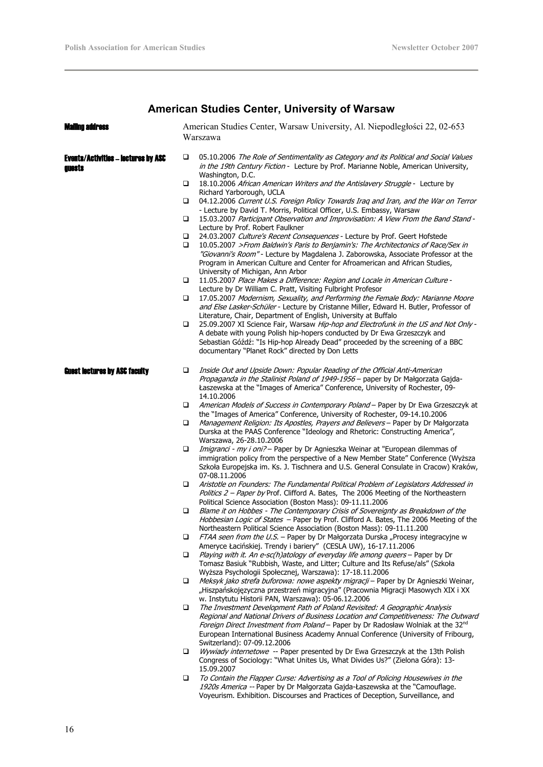## American Studies Center, University of Warsaw

**Mailing address**

American Studies Center, Warsaw University, Al. Niepodległości 22, 02-653 Warszawa

**Events/Activities – lectures by ASC guests**

- 05.10.2006 *The Role of Sentimentality as Category and its Political and Social Values in the 19th Century Fiction* - Lecture by Prof. Marianne Noble, American University, Washington, D.C.
- 18.10.2006 *African American Writers and the Antislavery Struggle* - Lecture by Richard Yarborough, UCLA
- 04.12.2006 *Current U.S. Foreign Policy Towards Iraq and Iran, and the War on Terror* - Lecture by David T. Morris, Political Officer, U.S. Embassy, Warsaw
- 15.03.2007 *Participant Observation and Improvisation: A View From the Band Stand* - Lecture by Prof. Robert Faulkner
- 24.03.2007 *Culture's Recent Consequences* - Lecture by Prof. Geert Hofstede
- 10.05.2007 *>From Baldwin's Paris to Benjamin's: The Architectonics of Race/Sex in "Giovanni's Room"* - Lecture by Magdalena J. Zaborowska, Associate Professor at the Program in American Culture and Center for Afroamerican and African Studies, University of Michigan, Ann Arbor
- 11.05.2007 *Place Makes a Difference: Region and Locale in American Culture* - Lecture by Dr William C. Pratt, Visiting Fulbright Profesor
- 17.05.2007 *Modernism, Sexuality, and Performing the Female Body: Marianne Moore and Else Lasker-Schüler* - Lecture by Cristanne Miller, Edward H. Butler, Professor of Literature, Chair, Department of English, University at Buffalo
- 25.09.2007 XI Science Fair, Warsaw *Hip-hop and Electrofunk in the US and Not Only* - A debate with young Polish hip-hopers conducted by Dr Ewa Grzeszczyk and Sebastian Góźdź: "Is Hip-hop Already Dead" proceeded by the screening of a BBC documentary "Planet Rock" directed by Don Letts

**Guest lectures by ASC faculty**

- *Inside Out and Upside Down: Popular Reading of the Official Anti-American Propaganda in the Stalinist Poland of 1949-1956* – paper by Dr Małgorzata Gajda-Łaszewska at the "Images of America" Conference, University of Rochester, 09-14.10.2006
- *American Models of Success in Contemporary Poland* – Paper by Dr Ewa Grzeszczyk at the "Images of America" Conference, University of Rochester, 09-14.10.2006
- *Management Religion: Its Apostles, Prayers and Believers* – Paper by Dr Małgorzata Durska at the PAAS Conference "Ideology and Rhetoric: Constructing America", Warszawa, 26-28.10.2006
- *Imigranci - my i oni?* – Paper by Dr Agnieszka Weinar at "European dilemmas of immigration policy from the perspective of a New Member State" Conference (Wyższa Szkoła Europejska im. Ks. J. Tischnera and U.S. General Consulate in Cracow) Kraków, 07-08.11.2006
- *Aristotle on Founders: The Fundamental Political Problem of Legislators Addressed in Politics 2 – Paper by* Prof. Clifford A. Bates, The 2006 Meeting of the Northeastern Political Science Association (Boston Mass): 09-11.11.2006
- *Blame it on Hobbes - The Contemporary Crisis of Sovereignty as Breakdown of the Hobbesian Logic of States* – Paper by Prof. Clifford A. Bates, The 2006 Meeting of the Northeastern Political Science Association (Boston Mass): 09-11.11.200
- *FTAA seen from the U.S.* – Paper by Dr Małgorzata Durska „Procesy integracyjne w Ameryce Łacińskiej. Trendy i bariery" (CESLA UW), 16-17.11.2006
- *Playing with it. An e-sc(h)atology of everyday life among queers* – Paper by Dr Tomasz Basiuk "Rubbish, Waste, and Litter; Culture and Its Refuse/als" (Szkoła Wyższa Psychologii Społecznej, Warszawa): 17-18.11.2006
- *Meksyk jako strefa buforowa: nowe aspekty migracji* – Paper by Dr Agnieszki Weinar, „Hiszpańskojęzyczna przestrzeń migracyjna" (Pracownia Migracji Masowych XIX i XX w. Instytutu Historii PAN, Warszawa): 05-06.12.2006
- *The Investment Development Path of Poland Revisited: A Geographic Analysis Regional and National Drivers of Business Location and Competitiveness: The Outward Foreign Direct Investment from Poland* – Paper by Dr Radosław Wolniak at the 32nd European International Business Academy Annual Conference (University of Fribourg, Switzerland): 07-09.12.2006
- *Wywiady internetowe* -- Paper presented by Dr Ewa Grzeszczyk at the 13th Polish Congress of Sociology: "What Unites Us, What Divides Us?" (Zielona Góra): 13-15.09.2007
- *To Contain the Flapper Curse: Advertising as a Tool of Policing Housewives in the 1920s America* -- Paper by Dr Małgorzata Gajda-Łaszewska at the "Camouflage. Voyeurism. Exhibition. Discourses and Practices of Deception, Surveillance, and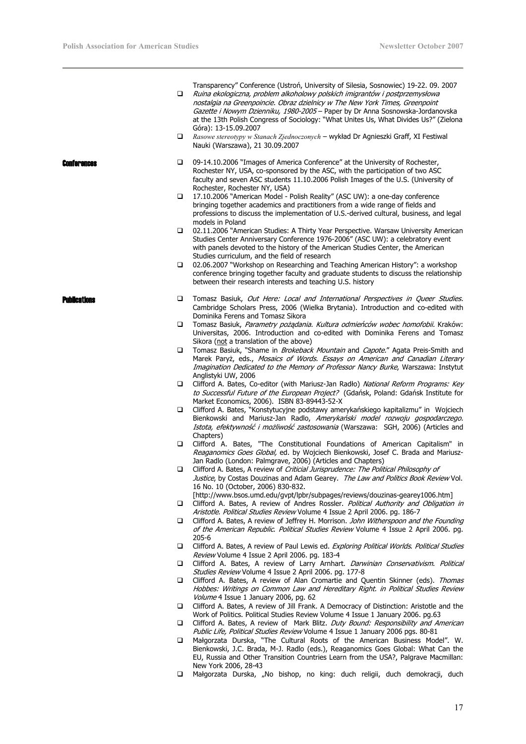- Transparency" Conference (Ustroń, University of Silesia, Sosnowiec) 19-22. 09. 2007
- *Ruina ekologiczna, problem alkoholowy polskich imigrantów i postprzemysłowa nostalgia na Greenpoincie. Obraz dzielnicy w The New York Times, Greenpoint Gazette i Nowym Dzienniku, 1980-2005* – Paper by Dr Anna Sosnowska-Jordanovska at the 13th Polish Congress of Sociology: "What Unites Us, What Divides Us?" (Zielona Góra): 13-15.09.2007
- *Rasowe stereotypy w Stanach Zjednoczonych* – wykład Dr Agnieszki Graff, XI Festiwal Nauki (Warszawa), 21 30.09.2007

## Conferences

- 09-14.10.2006 "Images of America Conference" at the University of Rochester, Rochester NY, USA, co-sponsored by the ASC, with the participation of two ASC faculty and seven ASC students 11.10.2006 Polish Images of the U.S. (University of Rochester, Rochester NY, USA)
- 17.10.2006 "American Model - Polish Reality" (ASC UW): a one-day conference bringing together academics and practitioners from a wide range of fields and professions to discuss the implementation of U.S.-derived cultural, business, and legal models in Poland
- 02.11.2006 "American Studies: A Thirty Year Perspective. Warsaw University American Studies Center Anniversary Conference 1976-2006" (ASC UW): a celebratory event with panels devoted to the history of the American Studies Center, the American Studies curriculum, and the field of research
- 02.06.2007 "Workshop on Researching and Teaching American History": a workshop conference bringing together faculty and graduate students to discuss the relationship between their research interests and teaching U.S. history

## Publications

- Tomasz Basiuk, *Out Here: Local and International Perspectives in Queer Studies.* Cambridge Scholars Press, 2006 (Wielka Brytania). Introduction and co-edited with Dominika Ferens and Tomasz Sikora
- Tomasz Basiuk, *Parametry pożądania. Kultura odmieńców wobec homofobii.* Kraków: Universitas, 2006. Introduction and co-edited with Dominika Ferens and Tomasz Sikora (not a translation of the above)
- Tomasz Basiuk, "Shame in *Brokeback Mountain* and *Capote*." Agata Preis-Smith and Marek Paryż, eds., *Mosaics of Words. Essays on American and Canadian Literary Imagination Dedicated to the Memory of Professor Nancy Burke*, Warszawa: Instytut Anglistyki UW, 2006
- Clifford A. Bates, Co-editor (with Mariusz-Jan Radło) *National Reform Programs: Key to Successful Future of the European Project?* (Gdańsk, Poland: Gdańsk Institute for Market Economics, 2006). ISBN 83-89443-52-X
- Clifford A. Bates, "Konstytucyjne podstawy amerykańskiego kapitalizmu" in Wojciech Bienkowski and Mariusz-Jan Radlo, *Amerykański model rozwoju gospodarczego. Istota, efektywność i możliwość zastosowania* (Warszawa: SGH, 2006) (Articles and Chapters)
- Clifford A. Bates, "The Constitutional Foundations of American Capitalism" in *Reaganomics Goes Global,* ed. by Wojciech Bienkowski, Josef C. Brada and Mariusz-Jan Radlo (London: Palmgrave, 2006) (Articles and Chapters)
- Clifford A. Bates, A review of *Criticial Jurisprudence: The Political Philosophy of Justice*, by Costas Douzinas and Adam Gearey. *The Law and Politics Book Review* Vol. 16 No. 10 (October, 2006) 830-832. [http://www.bsos.umd.edu/gvpt/lpbr/subpages/reviews/douzinas-gearey1006.htm]
- Clifford A. Bates, A review of Andres Rossler. *Political Authority and Obligation in Aristotle*. *Political Studies Review* Volume 4 Issue 2 April 2006. pg. 186-7
- Clifford A. Bates, A review of Jeffrey H. Morrison. *John Witherspoon and the Founding of the American Republic*. *Political Studies Review* Volume 4 Issue 2 April 2006. pg. 205-6
- Clifford A. Bates, A review of Paul Lewis ed. *Exploring Political Worlds*. *Political Studies Review* Volume 4 Issue 2 April 2006. pg. 183-4
- Clifford A. Bates, A review of Larry Arnhart. *Darwinian Conservatism*. *Political Studies Review* Volume 4 Issue 2 April 2006. pg. 177-8
- Clifford A. Bates, A review of Alan Cromartie and Quentin Skinner (eds). *Thomas Hobbes: Writings on Common Law and Hereditary Right. in Political Studies Review Volume* 4 Issue 1 January 2006, pg. 62
- Clifford A. Bates, A review of Jill Frank. A Democracy of Distinction: Aristotle and the Work of Politics. Political Studies Review Volume 4 Issue 1 January 2006. pg.63
- Clifford A. Bates, A review of Mark Blitz. *Duty Bound: Responsibility and American Public Life, Political Studies Review* Volume 4 Issue 1 January 2006 pgs. 80-81
- Małgorzata Durska, "The Cultural Roots of the American Business Model". W. Bienkowski, J.C. Brada, M-J. Radlo (eds.), Reaganomics Goes Global: What Can the EU, Russia and Other Transition Countries Learn from the USA?, Palgrave Macmillan: New York 2006, 28-43
- Małgorzata Durska, „No bishop, no king: duch religii, duch demokracji, duch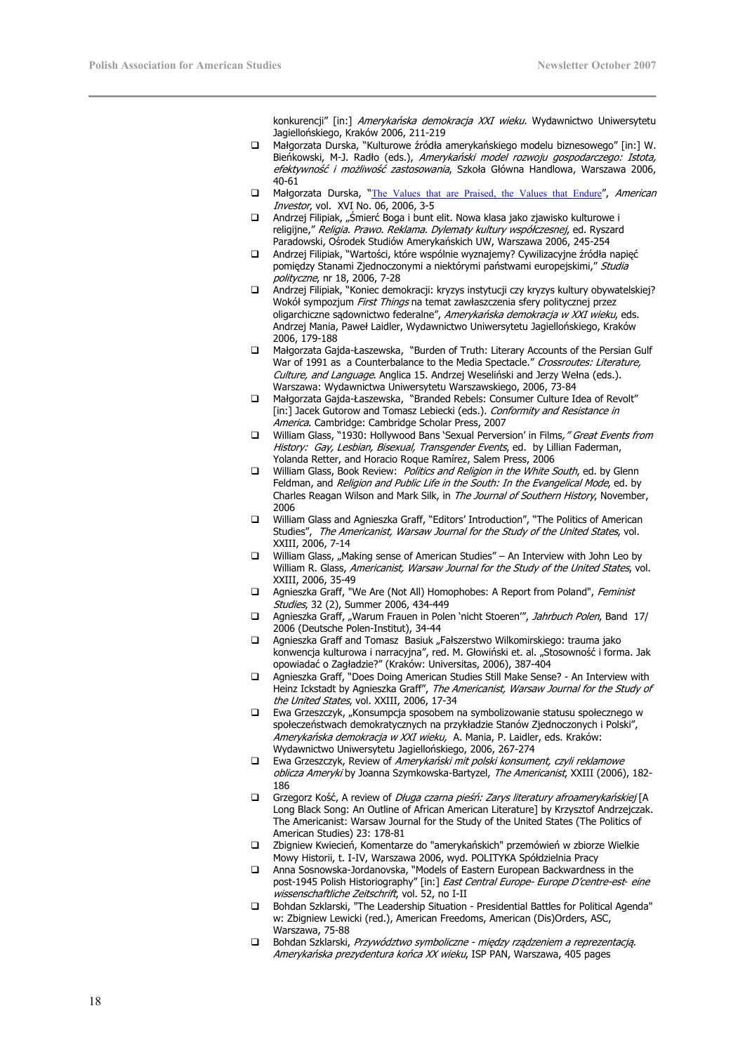konkurencji" [in:] *Amerykańska demokracja XXI wieku.* Wydawnictwo Uniwersytetu Jagiellońskiego, Kraków 2006, 211-219

- Małgorzata Durska, "Kulturowe źródła amerykańskiego modelu biznesowego" [in:] W. Bieńkowski, M-J. Radło (eds.), *Amerykański model rozwoju gospodarczego: Istota, efektywność i możliwość zastosowania*, Szkoła Główna Handlowa, Warszawa 2006, 40-61
- Małgorzata Durska, "The Values that are Praised, the Values that Endure", *American Investor*, vol. XVI No. 06, 2006, 3-5
- Andrzej Filipiak, „Śmierć Boga i bunt elit. Nowa klasa jako zjawisko kulturowe i religijne," *Religia. Prawo. Reklama. Dylematy kultury współczesnej*, ed. Ryszard Paradowski, Ośrodek Studiów Amerykańskich UW, Warszawa 2006, 245-254
- Andrzej Filipiak, "Wartości, które wspólnie wyznajemy? Cywilizacyjne źródła napięć pomiędzy Stanami Zjednoczonymi a niektórymi państwami europejskimi," *Studia polityczne*, nr 18, 2006, 7-28
- Andrzej Filipiak, "Koniec demokracji: kryzys instytucji czy kryzys kultury obywatelskiej? Wokół sympozjum *First Things* na temat zawłaszczenia sfery politycznej przez oligarchiczne sądownictwo federalne", *Amerykańska demokracja w XXI wieku*, eds. Andrzej Mania, Paweł Laidler, Wydawnictwo Uniwersytetu Jagiellońskiego, Kraków 2006, 179-188
- Małgorzata Gajda-Łaszewska, "Burden of Truth: Literary Accounts of the Persian Gulf War of 1991 as a Counterbalance to the Media Spectacle." *Crossroutes: Literature, Culture, and Language*. Anglica 15. Andrzej Weseliński and Jerzy Wełna (eds.). Warszawa: Wydawnictwa Uniwersytetu Warszawskiego, 2006, 73-84
- Małgorzata Gajda-Łaszewska, "Branded Rebels: Consumer Culture Idea of Revolt" [in:] Jacek Gutorow and Tomasz Lebiecki (eds.). *Conformity and Resistance in America*. Cambridge: Cambridge Scholar Press, 2007
- William Glass, "1930: Hollywood Bans 'Sexual Perversion' in Films*," Great Events from History: Gay, Lesbian, Bisexual, Transgender Events*, ed. by Lillian Faderman, Yolanda Retter, and Horacio Roque Ramírez, Salem Press, 2006
- William Glass, Book Review: *Politics and Religion in the White South*, ed. by Glenn Feldman, and *Religion and Public Life in the South: In the Evangelical Mode*, ed. by Charles Reagan Wilson and Mark Silk, in *The Journal of Southern History*, November, 2006
- William Glass and Agnieszka Graff, "Editors' Introduction", "The Politics of American Studies", *The Americanist, Warsaw Journal for the Study of the United States*, vol. XXIII, 2006, 7-14
- William Glass, „Making sense of American Studies" – An Interview with John Leo by William R. Glass, *Americanist, Warsaw Journal for the Study of the United States*, vol. XXIII, 2006, 35-49
- Agnieszka Graff, "We Are (Not All) Homophobes: A Report from Poland", *Feminist Studies*, 32 (2), Summer 2006, 434-449
- Agnieszka Graff, „Warum Frauen in Polen 'nicht Stoeren'", *Jahrbuch Polen*, Band 17/ 2006 (Deutsche Polen-Institut), 34-44
- Agnieszka Graff and Tomasz Basiuk „Fałszerstwo Wilkomirskiego: trauma jako konwencja kulturowa i narracyjna", red. M. Głowiński et. al. „Stosowność i forma. Jak opowiadać o Zagładzie?" (Kraków: Universitas, 2006), 387-404
- Agnieszka Graff, "Does Doing American Studies Still Make Sense? - An Interview with Heinz Ickstadt by Agnieszka Graff", *The Americanist, Warsaw Journal for the Study of the United States*, vol. XXIII, 2006, 17-34
- Ewa Grzeszczyk, „Konsumpcja sposobem na symbolizowanie statusu społecznego w społeczeństwach demokratycznych na przykładzie Stanów Zjednoczonych i Polski", *Amerykańska demokracja w XXI wieku,* A. Mania, P. Laidler, eds. Kraków: Wydawnictwo Uniwersytetu Jagiellońskiego, 2006, 267-274
- Ewa Grzeszczyk, Review of *Amerykański mit polski konsument, czyli reklamowe oblicza Ameryki* by Joanna Szymkowska-Bartyzel, *The Americanist*, XXIII (2006), 182-186
- Grzegorz Kość, A review of *Długa czarna pieśń: Zarys literatury afroamerykańskiej* [A Long Black Song: An Outline of African American Literature] by Krzysztof Andrzejczak. The Americanist: Warsaw Journal for the Study of the United States (The Politics of American Studies) 23: 178-81
- Zbigniew Kwiecień, Komentarze do "amerykańskich" przemówień w zbiorze Wielkie Mowy Historii, t. I-IV, Warszawa 2006, wyd. POLITYKA Spółdzielnia Pracy
- Anna Sosnowska-Jordanovska, "Models of Eastern European Backwardness in the post-1945 Polish Historiography" [in:] *East Central Europe- Europe D'centre-est- eine wissenschaftliche Zeitschrift*, vol. 52, no I-II
- Bohdan Szklarski, "The Leadership Situation - Presidential Battles for Political Agenda" w: Zbigniew Lewicki (red.), American Freedoms, American (Dis)Orders, ASC, Warszawa, 75-88
- Bohdan Szklarski, *Przywództwo symboliczne - między rządzeniem a reprezentacją. Amerykańska prezydentura końca XX wieku*, ISP PAN, Warszawa, 405 pages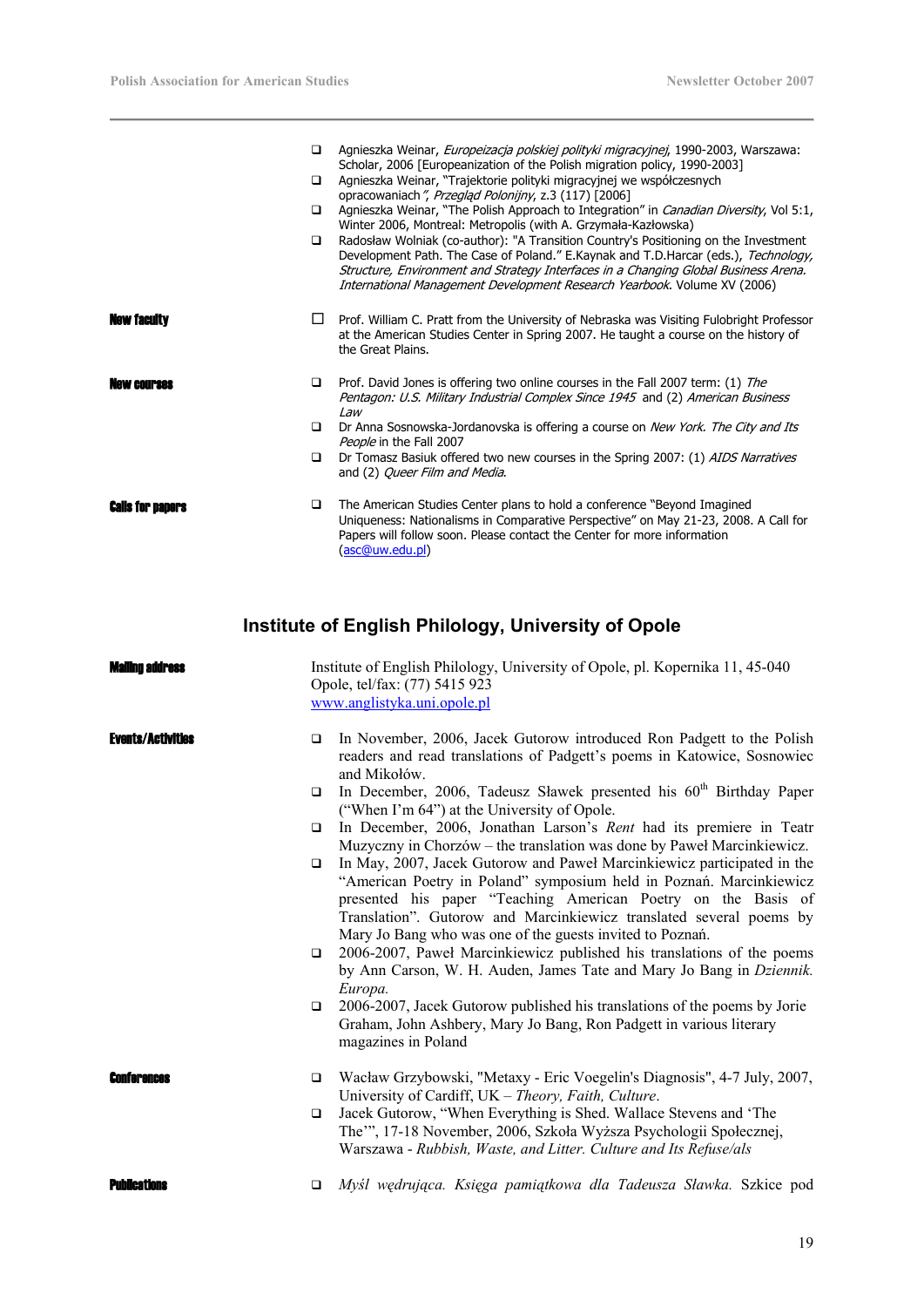- Agnieszka Weinar, *Europeizacja polskiej polityki migracyjnej*, 1990-2003, Warszawa: Scholar, 2006 [Europeanization of the Polish migration policy, 1990-2003]
- Agnieszka Weinar, "Trajektorie polityki migracyjnej we współczesnych opracowaniach*", Przegląd Polonijny*, z.3 (117) [2006]
- Agnieszka Weinar, "The Polish Approach to Integration" in *Canadian Diversity*, Vol 5:1, Winter 2006, Montreal: Metropolis (with A. Grzymała-Kazłowska)
- Radosław Wolniak (co-author): "A Transition Country's Positioning on the Investment Development Path. The Case of Poland." E.Kaynak and T.D.Harcar (eds.), *Technology, Structure, Environment and Strategy Interfaces in a Changing Global Business Arena. International Management Development Research Yearbook*. Volume XV (2006)

**New faculty**

- Prof. William C. Pratt from the University of Nebraska was Visiting Fulobright Professor at the American Studies Center in Spring 2007. He taught a course on the history of the Great Plains.

**New courses**

- Prof. David Jones is offering two online courses in the Fall 2007 term: (1) *The Pentagon: U.S. Military Industrial Complex Since 1945* and (2) *American Business Law*
- Dr Anna Sosnowska-Jordanovska is offering a course on *New York. The City and Its People* in the Fall 2007
- Dr Tomasz Basiuk offered two new courses in the Spring 2007: (1) *AIDS Narratives* and (2) *Queer Film and Media*.

**Calls for papers**

- The American Studies Center plans to hold a conference "Beyond Imagined Uniqueness: Nationalisms in Comparative Perspective" on May 21-23, 2008. A Call for Papers will follow soon. Please contact the Center for more information (asc@uw.edu.pl)

## Institute of English Philology, University of Opole

**Mailing address**

Institute of English Philology, University of Opole, pl. Kopernika 11, 45-040 Opole, tel/fax: (77) 5415 923
www.anglistyka.uni.opole.pl

**Events/Activities**

- In November, 2006, Jacek Gutorow introduced Ron Padgett to the Polish readers and read translations of Padgett's poems in Katowice, Sosnowiec and Mikołów.
- In December, 2006, Tadeusz Sławek presented his 60th Birthday Paper ("When I'm 64") at the University of Opole.
- In December, 2006, Jonathan Larson's *Rent* had its premiere in Teatr Muzyczny in Chorzów – the translation was done by Paweł Marcinkiewicz.
- In May, 2007, Jacek Gutorow and Paweł Marcinkiewicz participated in the "American Poetry in Poland" symposium held in Poznań. Marcinkiewicz presented his paper "Teaching American Poetry on the Basis of Translation". Gutorow and Marcinkiewicz translated several poems by Mary Jo Bang who was one of the guests invited to Poznań.
- 2006-2007, Paweł Marcinkiewicz published his translations of the poems by Ann Carson, W. H. Auden, James Tate and Mary Jo Bang in *Dziennik. Europa.*
- 2006-2007, Jacek Gutorow published his translations of the poems by Jorie Graham, John Ashbery, Mary Jo Bang, Ron Padgett in various literary magazines in Poland

**Conferences**

- Wacław Grzybowski, "Metaxy - Eric Voegelin's Diagnosis", 4-7 July, 2007, University of Cardiff, UK – *Theory, Faith, Culture*.
- Jacek Gutorow, "When Everything is Shed. Wallace Stevens and 'The The'", 17-18 November, 2006, Szkoła Wyższa Psychologii Społecznej, Warszawa - *Rubbish, Waste, and Litter. Culture and Its Refuse/als*

**Publications**

- *Myśl wędrująca. Księga pamiątkowa dla Tadeusza Sławka.* Szkice pod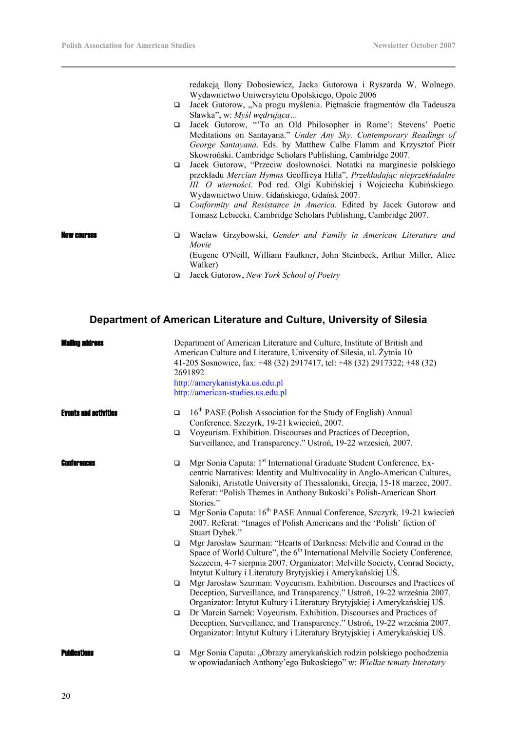- redakcją Ilony Dobosiewicz, Jacka Gutorowa i Ryszarda W. Wolnego. Wydawnictwo Uniwersytetu Opolskiego, Opole 2006
- Jacek Gutorow, „Na progu myślenia. Piętnaście fragmentów dla Tadeusza Sławka", w: *Myśl wędrująca…*
- Jacek Gutorow, "'To an Old Philosopher in Rome': Stevens' Poetic Meditations on Santayana." *Under Any Sky. Contemporary Readings of George Santayana*. Eds. by Matthew Calbe Flamm and Krzysztof Piotr Skowroński. Cambridge Scholars Publishing, Cambridge 2007.
- Jacek Gutorow, "Przeciw dosłowności. Notatki na marginesie polskiego przekładu *Mercian Hymns* Geoffreya Hilla", *Przekładając nieprzekładalne III. O wierności*. Pod red. Olgi Kubińskiej i Wojciecha Kubińskiego. Wydawnictwo Uniw. Gdańskiego, Gdańsk 2007.
- *Conformity and Resistance in America.* Edited by Jacek Gutorow and Tomasz Lebiecki. Cambridge Scholars Publishing, Cambridge 2007.

**New courses**

- Wacław Grzybowski, *Gender and Family in American Literature and Movie* (Eugene O'Neill, William Faulkner, John Steinbeck, Arthur Miller, Alice Walker)
- Jacek Gutorow, *New York School of Poetry*

## Department of American Literature and Culture, University of Silesia

**Mailing address**

Department of American Literature and Culture, Institute of British and American Culture and Literature, University of Silesia, ul. Żytnia 10
41-205 Sosnowiec, fax: +48 (32) 2917417, tel: +48 (32) 2917322; +48 (32) 2691892
http://amerykanistyka.us.edu.pl
http://american-studies.us.edu.pl

**Events and activities**

- 16th PASE (Polish Association for the Study of English) Annual Conference. Szczyrk, 19-21 kwiecień, 2007.
- Voyeurism. Exhibition. Discourses and Practices of Deception, Surveillance, and Transparency." Ustroń, 19-22 wrzesień, 2007.

**Conferences**

- Mgr Sonia Caputa: 1st International Graduate Student Conference, Ex-centric Narratives: Identity and Multivocality in Anglo-American Cultures, Saloniki, Aristotle University of Thessaloniki, Grecja, 15-18 marzec, 2007. Referat: "Polish Themes in Anthony Bukoski's Polish-American Short Stories."
- Mgr Sonia Caputa: 16th PASE Annual Conference, Szczyrk, 19-21 kwiecień 2007. Referat: "Images of Polish Americans and the 'Polish' fiction of Stuart Dybek."
- Mgr Jarosław Szurman: "Hearts of Darkness: Melville and Conrad in the Space of World Culture", the 6th International Melville Society Conference, Szczecin, 4-7 sierpnia 2007. Organizator: Melville Society, Conrad Society, Intytut Kultury i Literatury Brytyjskiej i Amerykańskiej UŚ.
- Mgr Jarosław Szurman: Voyeurism. Exhibition. Discourses and Practices of Deception, Surveillance, and Transparency." Ustroń, 19-22 września 2007. Organizator: Intytut Kultury i Literatury Brytyjskiej i Amerykańskiej UŚ.
- Dr Marcin Sarnek: Voyeurism. Exhibition. Discourses and Practices of Deception, Surveillance, and Transparency." Ustroń, 19-22 września 2007. Organizator: Intytut Kultury i Literatury Brytyjskiej i Amerykańskiej UŚ.

**Publications**

- Mgr Sonia Caputa: „Obrazy amerykańskich rodzin polskiego pochodzenia w opowiadaniach Anthony'ego Bukoskiego" w: *Wielkie tematy literatury*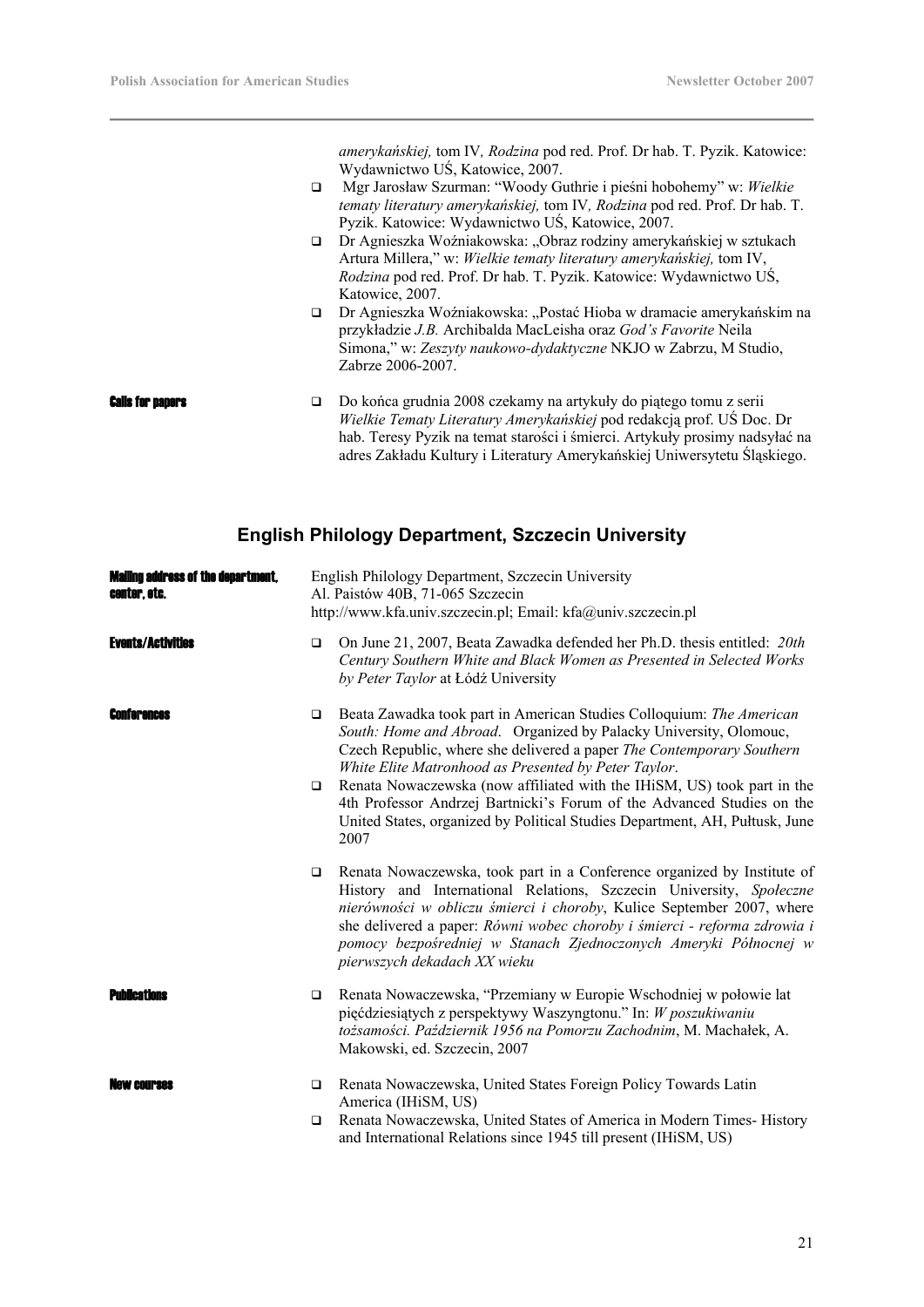*amerykańskiej,* tom IV*, Rodzina* pod red. Prof. Dr hab. T. Pyzik. Katowice: Wydawnictwo UŚ, Katowice, 2007.

- Mgr Jarosław Szurman: "Woody Guthrie i pieśni hobohemy" w: *Wielkie tematy literatury amerykańskiej,* tom IV*, Rodzina* pod red. Prof. Dr hab. T. Pyzik. Katowice: Wydawnictwo UŚ, Katowice, 2007.
- Dr Agnieszka Woźniakowska: „Obraz rodziny amerykańskiej w sztukach Artura Millera," w: *Wielkie tematy literatury amerykańskiej,* tom IV, *Rodzina* pod red. Prof. Dr hab. T. Pyzik. Katowice: Wydawnictwo UŚ, Katowice, 2007.
- Dr Agnieszka Woźniakowska: „Postać Hioba w dramacie amerykańskim na przykładzie *J.B.* Archibalda MacLeisha oraz *God's Favorite* Neila Simona," w: *Zeszyty naukowo-dydaktyczne* NKJO w Zabrzu, M Studio, Zabrze 2006-2007.

**Calls for papers**

- Do końca grudnia 2008 czekamy na artykuły do piątego tomu z serii *Wielkie Tematy Literatury Amerykańskiej* pod redakcją prof. UŚ Doc. Dr hab. Teresy Pyzik na temat starości i śmierci. Artykuły prosimy nadsyłać na adres Zakładu Kultury i Literatury Amerykańskiej Uniwersytetu Śląskiego.

## English Philology Department, Szczecin University

**Mailing address of the department, center, etc.**

English Philology Department, Szczecin University
Al. Paistów 40B, 71-065 Szczecin
http://www.kfa.univ.szczecin.pl; Email: kfa@univ.szczecin.pl

**Events/Activities**

- On June 21, 2007, Beata Zawadka defended her Ph.D. thesis entitled: *20th Century Southern White and Black Women as Presented in Selected Works by Peter Taylor* at Łódź University

**Conferences**

- Beata Zawadka took part in American Studies Colloquium: *The American South: Home and Abroad*. Organized by Palacky University, Olomouc, Czech Republic, where she delivered a paper *The Contemporary Southern White Elite Matronhood as Presented by Peter Taylor*.
- Renata Nowaczewska (now affiliated with the IHiSM, US) took part in the 4th Professor Andrzej Bartnicki's Forum of the Advanced Studies on the United States, organized by Political Studies Department, AH, Pułtusk, June 2007
- Renata Nowaczewska, took part in a Conference organized by Institute of History and International Relations, Szczecin University, *Społeczne nierówności w obliczu śmierci i choroby*, Kulice September 2007, where she delivered a paper: *Równi wobec choroby i śmierci - reforma zdrowia i pomocy bezpośredniej w Stanach Zjednoczonych Ameryki Północnej w pierwszych dekadach XX wieku*

**Publications**

- Renata Nowaczewska, "Przemiany w Europie Wschodniej w połowie lat pięćdziesiątych z perspektywy Waszyngtonu." In: *W poszukiwaniu tożsamości. Październik 1956 na Pomorzu Zachodnim*, M. Machałek, A. Makowski, ed. Szczecin, 2007

**New courses**

- Renata Nowaczewska, United States Foreign Policy Towards Latin America (IHiSM, US)
- Renata Nowaczewska, United States of America in Modern Times- History and International Relations since 1945 till present (IHiSM, US)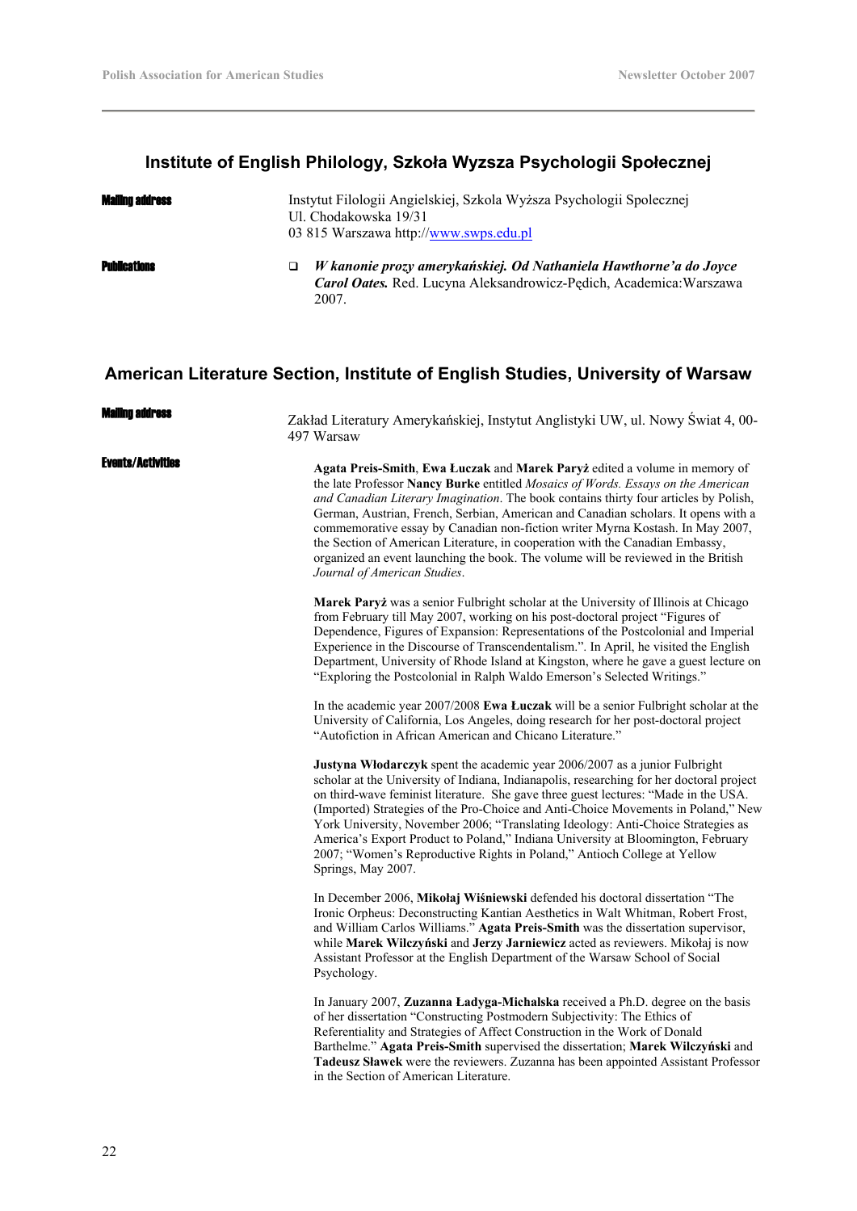## Institute of English Philology, Szkoła Wyzsza Psychologii Społecznej

**Mailing address**

Instytut Filologii Angielskiej, Szkola Wyższa Psychologii Spolecznej
Ul. Chodakowska 19/31
03 815 Warszawa http://www.swps.edu.pl

**Publications**

- ***W kanonie prozy amerykańskiej. Od Nathaniela Hawthorne'a do Joyce Carol Oates.*** Red. Lucyna Aleksandrowicz-Pędich, Academica:Warszawa 2007.

## American Literature Section, Institute of English Studies, University of Warsaw

**Mailing address**

Zakład Literatury Amerykańskiej, Instytut Anglistyki UW, ul. Nowy Świat 4, 00-497 Warsaw

**Events/Activities**

**Agata Preis-Smith**, **Ewa Łuczak** and **Marek Paryż** edited a volume in memory of the late Professor **Nancy Burke** entitled *Mosaics of Words. Essays on the American and Canadian Literary Imagination*. The book contains thirty four articles by Polish, German, Austrian, French, Serbian, American and Canadian scholars. It opens with a commemorative essay by Canadian non-fiction writer Myrna Kostash. In May 2007, the Section of American Literature, in cooperation with the Canadian Embassy, organized an event launching the book. The volume will be reviewed in the British *Journal of American Studies*.

**Marek Paryż** was a senior Fulbright scholar at the University of Illinois at Chicago from February till May 2007, working on his post-doctoral project "Figures of Dependence, Figures of Expansion: Representations of the Postcolonial and Imperial Experience in the Discourse of Transcendentalism.". In April, he visited the English Department, University of Rhode Island at Kingston, where he gave a guest lecture on "Exploring the Postcolonial in Ralph Waldo Emerson's Selected Writings."

In the academic year 2007/2008 **Ewa Łuczak** will be a senior Fulbright scholar at the University of California, Los Angeles, doing research for her post-doctoral project "Autofiction in African American and Chicano Literature."

**Justyna Włodarczyk** spent the academic year 2006/2007 as a junior Fulbright scholar at the University of Indiana, Indianapolis, researching for her doctoral project on third-wave feminist literature. She gave three guest lectures: "Made in the USA. (Imported) Strategies of the Pro-Choice and Anti-Choice Movements in Poland," New York University, November 2006; "Translating Ideology: Anti-Choice Strategies as America's Export Product to Poland," Indiana University at Bloomington, February 2007; "Women's Reproductive Rights in Poland," Antioch College at Yellow Springs, May 2007.

In December 2006, **Mikołaj Wiśniewski** defended his doctoral dissertation "The Ironic Orpheus: Deconstructing Kantian Aesthetics in Walt Whitman, Robert Frost, and William Carlos Williams." **Agata Preis-Smith** was the dissertation supervisor, while **Marek Wilczyński** and **Jerzy Jarniewicz** acted as reviewers. Mikołaj is now Assistant Professor at the English Department of the Warsaw School of Social Psychology.

In January 2007, **Zuzanna Ładyga-Michalska** received a Ph.D. degree on the basis of her dissertation "Constructing Postmodern Subjectivity: The Ethics of Referentiality and Strategies of Affect Construction in the Work of Donald Barthelme." **Agata Preis-Smith** supervised the dissertation; **Marek Wilczyński** and **Tadeusz Sławek** were the reviewers. Zuzanna has been appointed Assistant Professor in the Section of American Literature.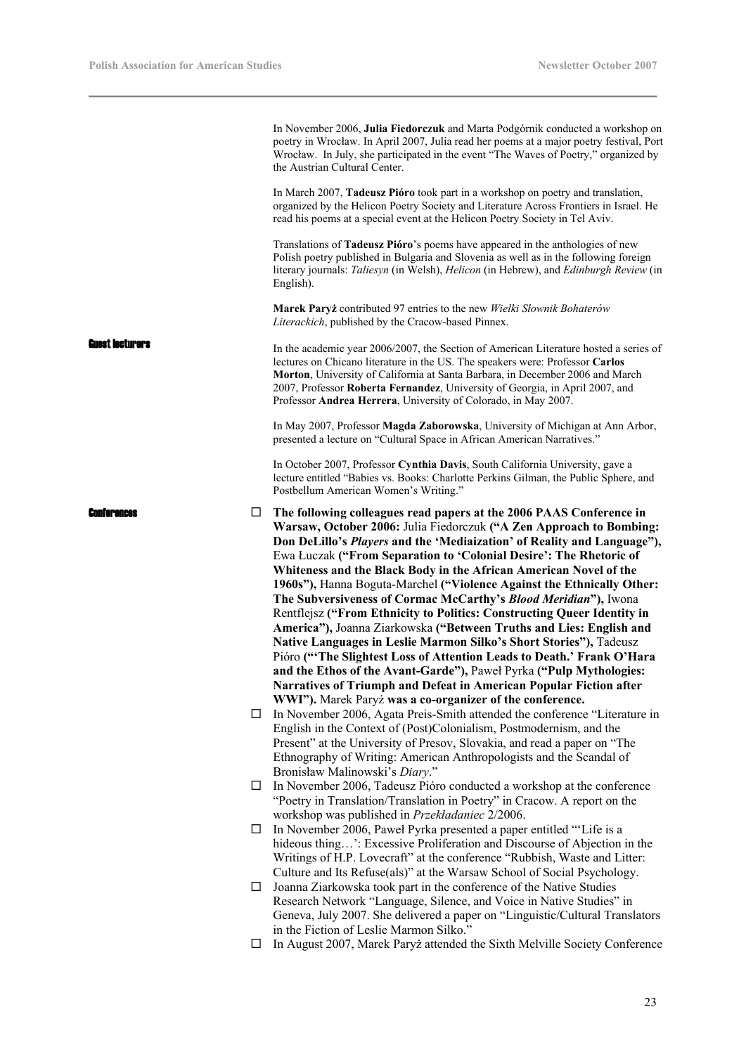In November 2006, **Julia Fiedorczuk** and Marta Podgórnik conducted a workshop on poetry in Wrocław. In April 2007, Julia read her poems at a major poetry festival, Port Wrocław. In July, she participated in the event "The Waves of Poetry," organized by the Austrian Cultural Center.

In March 2007, **Tadeusz Pióro** took part in a workshop on poetry and translation, organized by the Helicon Poetry Society and Literature Across Frontiers in Israel. He read his poems at a special event at the Helicon Poetry Society in Tel Aviv.

Translations of **Tadeusz Pióro**'s poems have appeared in the anthologies of new Polish poetry published in Bulgaria and Slovenia as well as in the following foreign literary journals: *Taliesyn* (in Welsh), *Helicon* (in Hebrew), and *Edinburgh Review* (in English).

**Marek Paryż** contributed 97 entries to the new *Wielki Słownik Bohaterów Literackich*, published by the Cracow-based Pinnex.

## Guest lecturers

In the academic year 2006/2007, the Section of American Literature hosted a series of lectures on Chicano literature in the US. The speakers were: Professor **Carlos Morton**, University of California at Santa Barbara, in December 2006 and March 2007, Professor **Roberta Fernandez**, University of Georgia, in April 2007, and Professor **Andrea Herrera**, University of Colorado, in May 2007.

In May 2007, Professor **Magda Zaborowska**, University of Michigan at Ann Arbor, presented a lecture on "Cultural Space in African American Narratives."

In October 2007, Professor **Cynthia Davis**, South California University, gave a lecture entitled "Babies vs. Books: Charlotte Perkins Gilman, the Public Sphere, and Postbellum American Women's Writing."

## Conferences

- **The following colleagues read papers at the 2006 PAAS Conference in Warsaw, October 2006:** Julia Fiedorczuk **("A Zen Approach to Bombing: Don DeLillo's *Players* and the 'Mediaization' of Reality and Language"),** Ewa Łuczak **("From Separation to 'Colonial Desire': The Rhetoric of Whiteness and the Black Body in the African American Novel of the 1960s"),** Hanna Boguta-Marchel **("Violence Against the Ethnically Other: The Subversiveness of Cormac McCarthy's *Blood Meridian*"),** Iwona Rentflejsz **("From Ethnicity to Politics: Constructing Queer Identity in America"),** Joanna Ziarkowska **("Between Truths and Lies: English and Native Languages in Leslie Marmon Silko's Short Stories"),** Tadeusz Pióro **("'The Slightest Loss of Attention Leads to Death.' Frank O'Hara and the Ethos of the Avant-Garde"),** Paweł Pyrka **("Pulp Mythologies: Narratives of Triumph and Defeat in American Popular Fiction after WWI").** Marek Paryż **was a co-organizer of the conference.**
- In November 2006, Agata Preis-Smith attended the conference "Literature in English in the Context of (Post)Colonialism, Postmodernism, and the Present" at the University of Presov, Slovakia, and read a paper on "The Ethnography of Writing: American Anthropologists and the Scandal of Bronisław Malinowski's *Diary*."
- In November 2006, Tadeusz Pióro conducted a workshop at the conference "Poetry in Translation/Translation in Poetry" in Cracow. A report on the workshop was published in *Przekładaniec* 2/2006.
- In November 2006, Paweł Pyrka presented a paper entitled "'Life is a hideous thing…': Excessive Proliferation and Discourse of Abjection in the Writings of H.P. Lovecraft" at the conference "Rubbish, Waste and Litter: Culture and Its Refuse(als)" at the Warsaw School of Social Psychology.
- Joanna Ziarkowska took part in the conference of the Native Studies Research Network "Language, Silence, and Voice in Native Studies" in Geneva, July 2007. She delivered a paper on "Linguistic/Cultural Translators in the Fiction of Leslie Marmon Silko."
- In August 2007, Marek Paryż attended the Sixth Melville Society Conference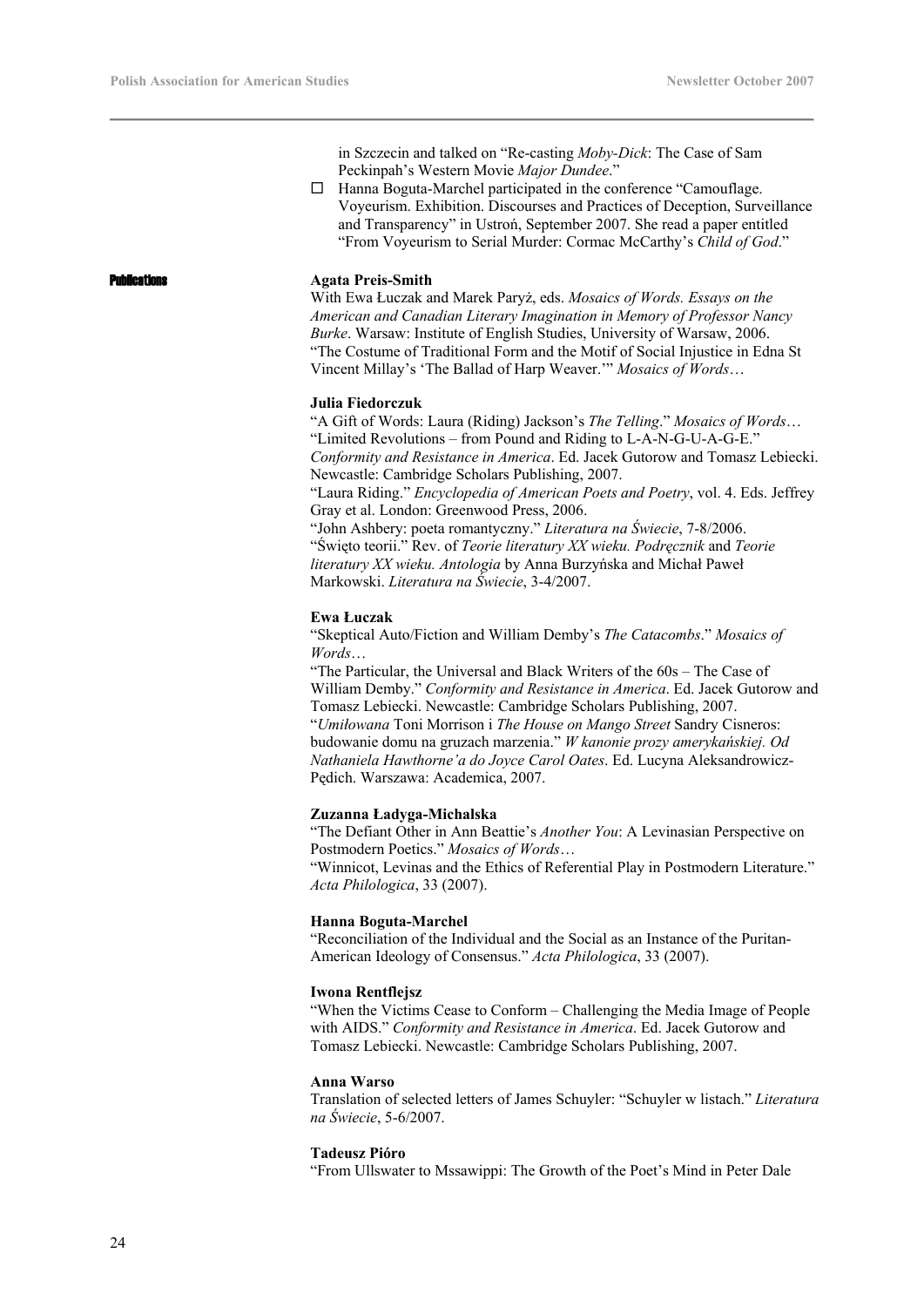in Szczecin and talked on "Re-casting *Moby-Dick*: The Case of Sam Peckinpah's Western Movie *Major Dundee*."

- Hanna Boguta-Marchel participated in the conference "Camouflage. Voyeurism. Exhibition. Discourses and Practices of Deception, Surveillance and Transparency" in Ustroń, September 2007. She read a paper entitled "From Voyeurism to Serial Murder: Cormac McCarthy's *Child of God*."

## Publications

**Agata Preis-Smith**
With Ewa Łuczak and Marek Paryż, eds. *Mosaics of Words. Essays on the American and Canadian Literary Imagination in Memory of Professor Nancy Burke*. Warsaw: Institute of English Studies, University of Warsaw, 2006.
"The Costume of Traditional Form and the Motif of Social Injustice in Edna St Vincent Millay's 'The Ballad of Harp Weaver.'" *Mosaics of Words*…

**Julia Fiedorczuk**
"A Gift of Words: Laura (Riding) Jackson's *The Telling*." *Mosaics of Words*…
"Limited Revolutions – from Pound and Riding to L-A-N-G-U-A-G-E." *Conformity and Resistance in America*. Ed. Jacek Gutorow and Tomasz Lebiecki. Newcastle: Cambridge Scholars Publishing, 2007.
"Laura Riding." *Encyclopedia of American Poets and Poetry*, vol. 4. Eds. Jeffrey Gray et al. London: Greenwood Press, 2006.
"John Ashbery: poeta romantyczny." *Literatura na Świecie*, 7-8/2006.
"Święto teorii." Rev. of *Teorie literatury XX wieku. Podręcznik* and *Teorie literatury XX wieku. Antologia* by Anna Burzyńska and Michał Paweł Markowski. *Literatura na Świecie*, 3-4/2007.

**Ewa Łuczak**
"Skeptical Auto/Fiction and William Demby's *The Catacombs*." *Mosaics of Words*…
"The Particular, the Universal and Black Writers of the 60s – The Case of William Demby." *Conformity and Resistance in America*. Ed. Jacek Gutorow and Tomasz Lebiecki. Newcastle: Cambridge Scholars Publishing, 2007.
"*Umiłowana* Toni Morrison i *The House on Mango Street* Sandry Cisneros: budowanie domu na gruzach marzenia." *W kanonie prozy amerykańskiej. Od Nathaniela Hawthorne'a do Joyce Carol Oates*. Ed. Lucyna Aleksandrowicz-Pędich. Warszawa: Academica, 2007.

**Zuzanna Ładyga-Michalska**
"The Defiant Other in Ann Beattie's *Another You*: A Levinasian Perspective on Postmodern Poetics." *Mosaics of Words*…
"Winnicot, Levinas and the Ethics of Referential Play in Postmodern Literature." *Acta Philologica*, 33 (2007).

**Hanna Boguta-Marchel**
"Reconciliation of the Individual and the Social as an Instance of the Puritan-American Ideology of Consensus." *Acta Philologica*, 33 (2007).

**Iwona Rentflejsz**
"When the Victims Cease to Conform – Challenging the Media Image of People with AIDS." *Conformity and Resistance in America*. Ed. Jacek Gutorow and Tomasz Lebiecki. Newcastle: Cambridge Scholars Publishing, 2007.

**Anna Warso**
Translation of selected letters of James Schuyler: "Schuyler w listach." *Literatura na Świecie*, 5-6/2007.

**Tadeusz Pióro**
"From Ullswater to Mssawippi: The Growth of the Poet's Mind in Peter Dale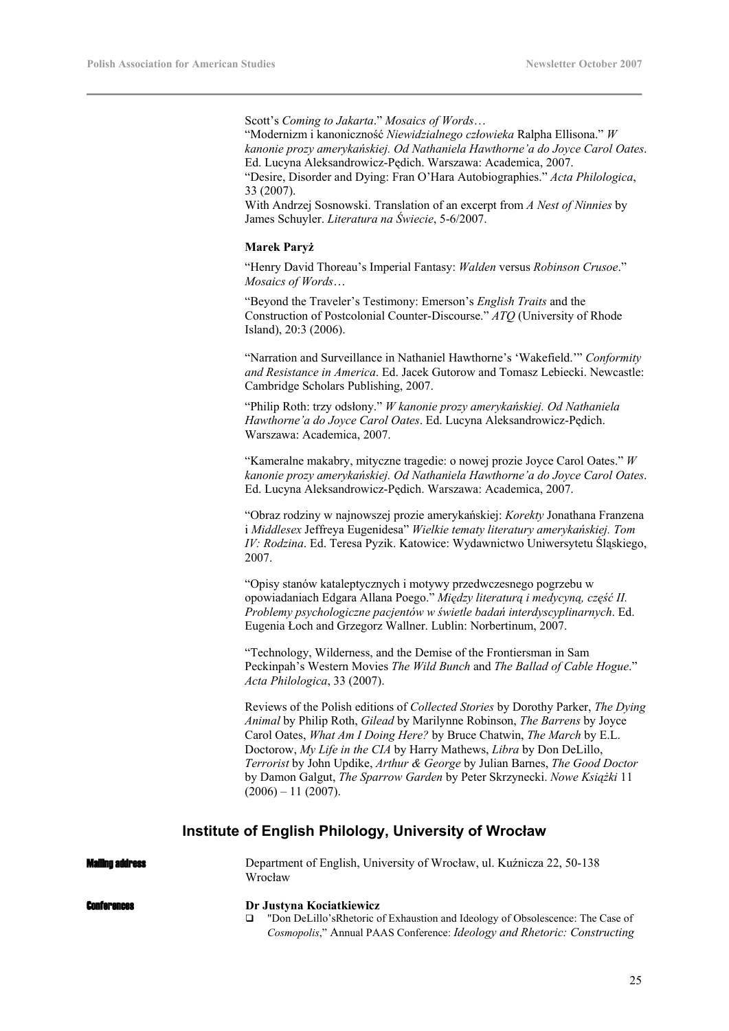Scott's *Coming to Jakarta*." *Mosaics of Words*…
"Modernizm i kanoniczność *Niewidzialnego człowieka* Ralpha Ellisona." *W kanonie prozy amerykańskiej. Od Nathaniela Hawthorne'a do Joyce Carol Oates*. Ed. Lucyna Aleksandrowicz-Pędich. Warszawa: Academica, 2007.
"Desire, Disorder and Dying: Fran O'Hara Autobiographies." *Acta Philologica*, 33 (2007).
With Andrzej Sosnowski. Translation of an excerpt from *A Nest of Ninnies* by James Schuyler. *Literatura na Świecie*, 5-6/2007.

**Marek Paryż**

"Henry David Thoreau's Imperial Fantasy: *Walden* versus *Robinson Crusoe*." *Mosaics of Words*…

"Beyond the Traveler's Testimony: Emerson's *English Traits* and the Construction of Postcolonial Counter-Discourse." *ATQ* (University of Rhode Island), 20:3 (2006).

"Narration and Surveillance in Nathaniel Hawthorne's 'Wakefield.'" *Conformity and Resistance in America*. Ed. Jacek Gutorow and Tomasz Lebiecki. Newcastle: Cambridge Scholars Publishing, 2007.

"Philip Roth: trzy odsłony." *W kanonie prozy amerykańskiej. Od Nathaniela Hawthorne'a do Joyce Carol Oates*. Ed. Lucyna Aleksandrowicz-Pędich. Warszawa: Academica, 2007.

"Kameralne makabry, mityczne tragedie: o nowej prozie Joyce Carol Oates." *W kanonie prozy amerykańskiej. Od Nathaniela Hawthorne'a do Joyce Carol Oates*. Ed. Lucyna Aleksandrowicz-Pędich. Warszawa: Academica, 2007.

"Obraz rodziny w najnowszej prozie amerykańskiej: *Korekty* Jonathana Franzena i *Middlesex* Jeffreya Eugenidesa" *Wielkie tematy literatury amerykańskiej. Tom IV: Rodzina*. Ed. Teresa Pyzik. Katowice: Wydawnictwo Uniwersytetu Śląskiego, 2007.

"Opisy stanów kataleptycznych i motywy przedwczesnego pogrzebu w opowiadaniach Edgara Allana Poego." *Między literaturą i medycyną, część II. Problemy psychologiczne pacjentów w świetle badań interdyscyplinarnych*. Ed. Eugenia Łoch and Grzegorz Wallner. Lublin: Norbertinum, 2007.

"Technology, Wilderness, and the Demise of the Frontiersman in Sam Peckinpah's Western Movies *The Wild Bunch* and *The Ballad of Cable Hogue*." *Acta Philologica*, 33 (2007).

Reviews of the Polish editions of *Collected Stories* by Dorothy Parker, *The Dying Animal* by Philip Roth, *Gilead* by Marilynne Robinson, *The Barrens* by Joyce Carol Oates, *What Am I Doing Here?* by Bruce Chatwin, *The March* by E.L. Doctorow, *My Life in the CIA* by Harry Mathews, *Libra* by Don DeLillo, *Terrorist* by John Updike, *Arthur & George* by Julian Barnes, *The Good Doctor* by Damon Galgut, *The Sparrow Garden* by Peter Skrzynecki. *Nowe Książki* 11 (2006) – 11 (2007).

## Institute of English Philology, University of Wrocław

**Mailing address**

Department of English, University of Wrocław, ul. Kuźnicza 22, 50-138 Wrocław

**Conferences**

**Dr Justyna Kociatkiewicz**

- "Don DeLillo'sRhetoric of Exhaustion and Ideology of Obsolescence: The Case of *Cosmopolis*," Annual PAAS Conference: *Ideology and Rhetoric: Constructing*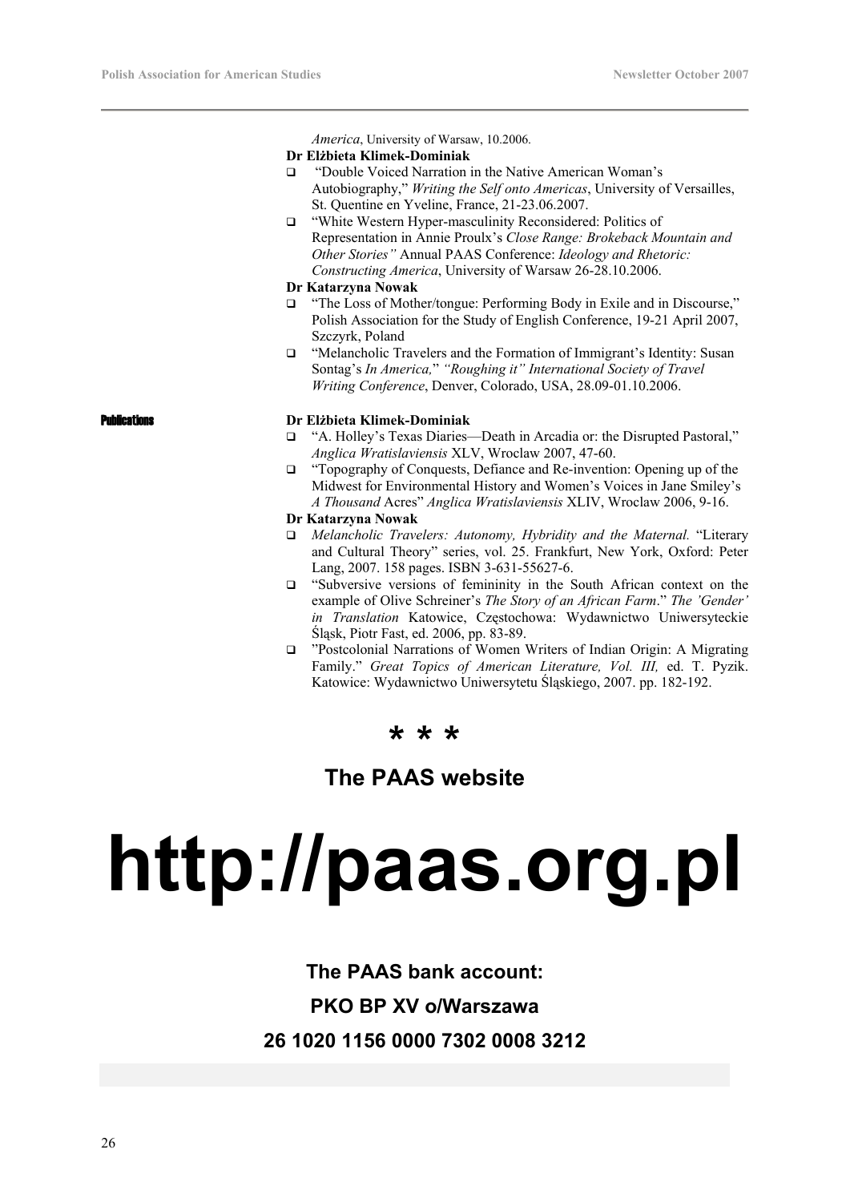*America*, University of Warsaw, 10.2006.

**Dr Elżbieta Klimek-Dominiak**

- "Double Voiced Narration in the Native American Woman's Autobiography," *Writing the Self onto Americas*, University of Versailles, St. Quentine en Yveline, France, 21-23.06.2007.
- "White Western Hyper-masculinity Reconsidered: Politics of Representation in Annie Proulx's *Close Range: Brokeback Mountain and Other Stories"* Annual PAAS Conference: *Ideology and Rhetoric: Constructing America*, University of Warsaw 26-28.10.2006.

**Dr Katarzyna Nowak**

- "The Loss of Mother/tongue: Performing Body in Exile and in Discourse," Polish Association for the Study of English Conference, 19-21 April 2007, Szczyrk, Poland
- "Melancholic Travelers and the Formation of Immigrant's Identity: Susan Sontag's *In America,*" *"Roughing it" International Society of Travel Writing Conference*, Denver, Colorado, USA, 28.09-01.10.2006.

**Publications**

**Dr Elżbieta Klimek-Dominiak**

- "A. Holley's Texas Diaries—Death in Arcadia or: the Disrupted Pastoral," *Anglica Wratislaviensis* XLV, Wroclaw 2007, 47-60.
- "Topography of Conquests, Defiance and Re-invention: Opening up of the Midwest for Environmental History and Women's Voices in Jane Smiley's *A Thousand* Acres" *Anglica Wratislaviensis* XLIV, Wroclaw 2006, 9-16.

**Dr Katarzyna Nowak**

- *Melancholic Travelers: Autonomy, Hybridity and the Maternal.* "Literary and Cultural Theory" series, vol. 25. Frankfurt, New York, Oxford: Peter Lang, 2007. 158 pages. ISBN 3-631-55627-6.
- "Subversive versions of femininity in the South African context on the example of Olive Schreiner's *The Story of an African Farm*." *The 'Gender' in Translation* Katowice, Częstochowa: Wydawnictwo Uniwersyteckie Śląsk, Piotr Fast, ed. 2006, pp. 83-89.
- "Postcolonial Narrations of Women Writers of Indian Origin: A Migrating Family." *Great Topics of American Literature, Vol. III,* ed. T. Pyzik. Katowice: Wydawnictwo Uniwersytetu Śląskiego, 2007. pp. 182-192.

**\* \* \***

## The PAAS website

# http://paas.org.pl

**The PAAS bank account:**

**PKO BP XV o/Warszawa**

**26 1020 1156 0000 7302 0008 3212**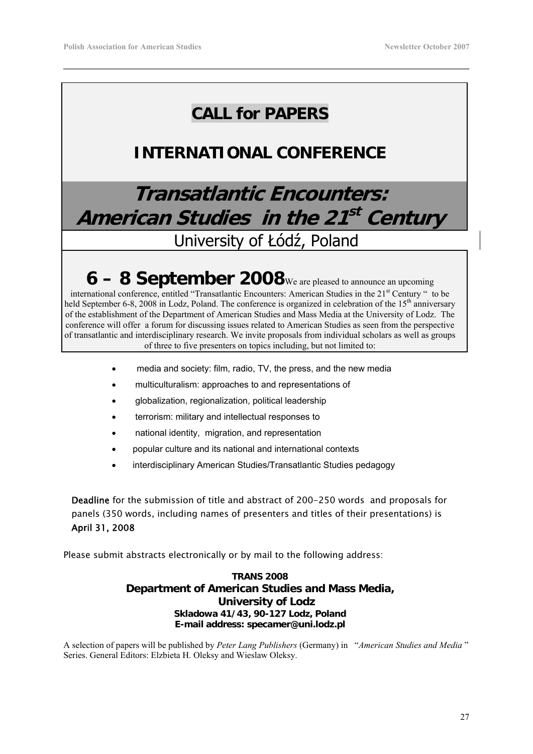# CALL for PAPERS

## INTERNATIONAL CONFERENCE

# *Transatlantic Encounters: American Studies in the 21st Century*

## University of Łódź, Poland

## 6 – 8 September 2008

We are pleased to announce an upcoming international conference, entitled "Transatlantic Encounters: American Studies in the 21st Century " to be held September 6-8, 2008 in Lodz, Poland. The conference is organized in celebration of the 15th anniversary of the establishment of the Department of American Studies and Mass Media at the University of Lodz. The conference will offer a forum for discussing issues related to American Studies as seen from the perspective of transatlantic and interdisciplinary research. We invite proposals from individual scholars as well as groups of three to five presenters on topics including, but not limited to:

- media and society: film, radio, TV, the press, and the new media
- multiculturalism: approaches to and representations of
- globalization, regionalization, political leadership
- terrorism: military and intellectual responses to
- national identity, migration, and representation
- popular culture and its national and international contexts
- interdisciplinary American Studies/Transatlantic Studies pedagogy

**Deadline** for the submission of title and abstract of 200-250 words and proposals for panels (350 words, including names of presenters and titles of their presentations) is **April 31, 2008**

Please submit abstracts electronically or by mail to the following address:

**TRANS 2008**
**Department of American Studies and Mass Media,**
**University of Lodz**
**Skladowa 41/43, 90-127 Lodz, Poland**
**E-mail address: specamer@uni.lodz.pl**

A selection of papers will be published by *Peter Lang Publishers* (Germany) in "*American Studies and Media* " Series. General Editors: Elzbieta H. Oleksy and Wieslaw Oleksy.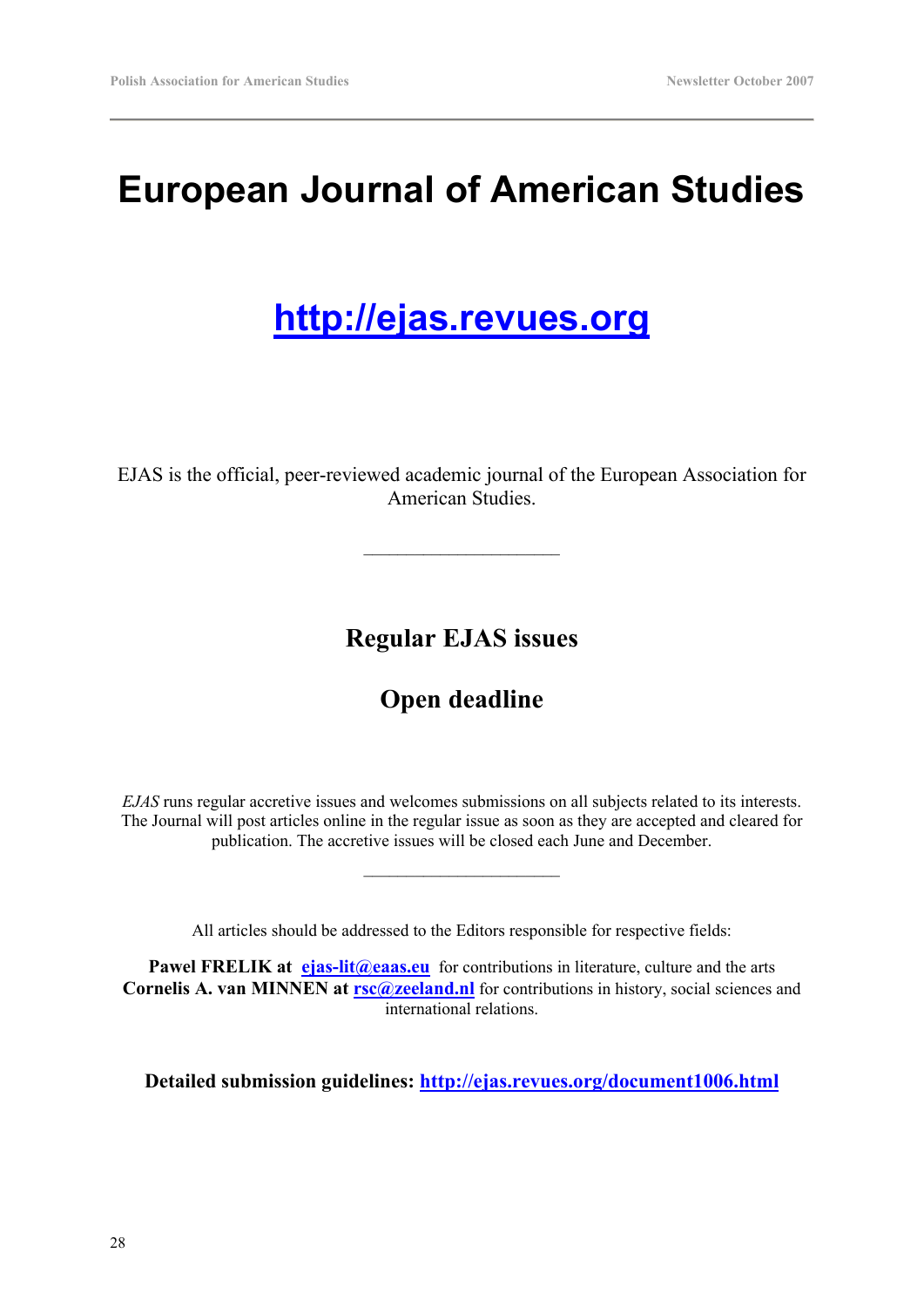# European Journal of American Studies

## http://ejas.revues.org

EJAS is the official, peer-reviewed academic journal of the European Association for American Studies.

---

### Regular EJAS issues

### Open deadline

*EJAS* runs regular accretive issues and welcomes submissions on all subjects related to its interests. The Journal will post articles online in the regular issue as soon as they are accepted and cleared for publication. The accretive issues will be closed each June and December.

---

All articles should be addressed to the Editors responsible for respective fields:

**Pawel FRELIK at** **ejas-lit@eaas.eu** for contributions in literature, culture and the arts
**Cornelis A. van MINNEN at** **rsc@zeeland.nl** for contributions in history, social sciences and international relations.

**Detailed submission guidelines: http://ejas.revues.org/document1006.html**